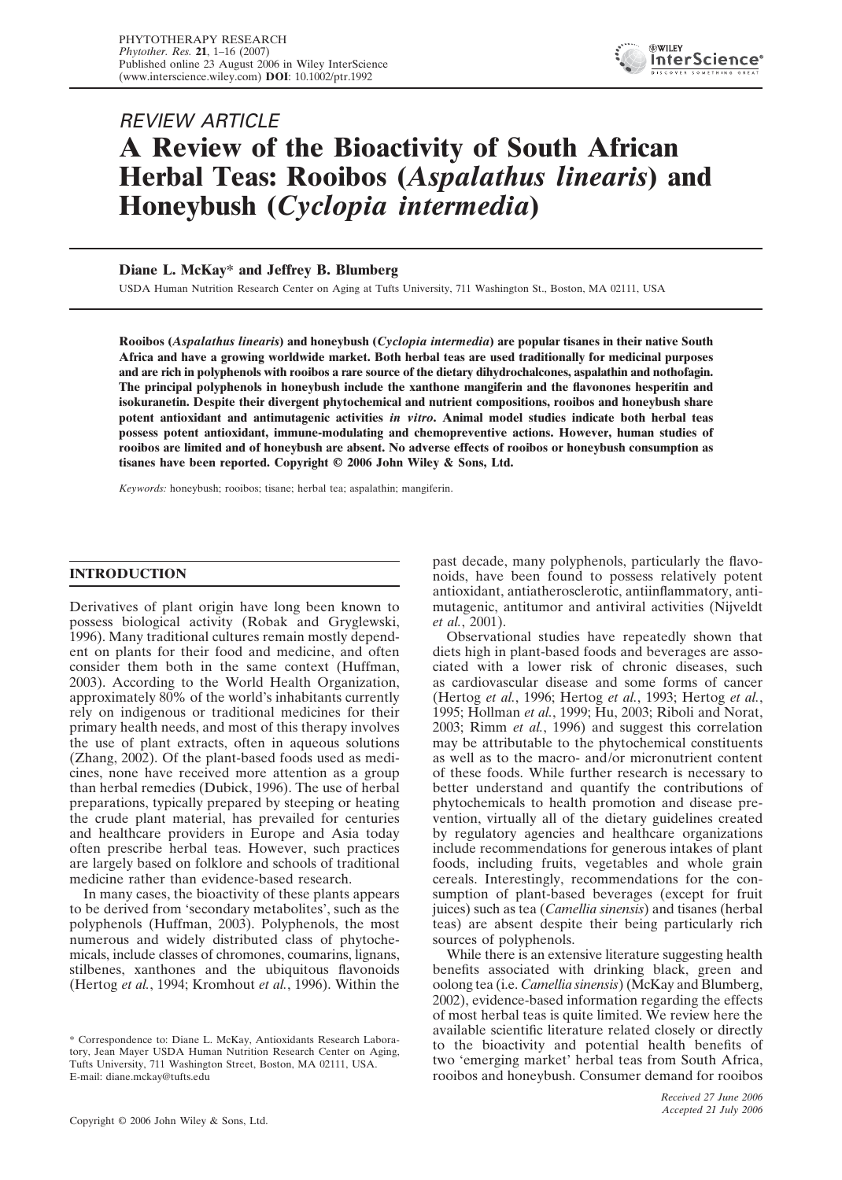*REVIEW ARTICLE*

# A Review of the Bioactivity of South African Herbal Teas: Rooibos (*Aspalathus linearis*) and Honeybush (*Cyclopia intermedia*)

**Diane L. McKay\* and Jeffrey B. Blumberg**

USDA Human Nutrition Research Center on Aging at Tufts University, 711 Washington St., Boston, MA 02111, USA

**Rooibos (*Aspalathus linearis*) and honeybush (*Cyclopia intermedia*) are popular tisanes in their native South Africa and have a growing worldwide market. Both herbal teas are used traditionally for medicinal purposes and are rich in polyphenols with rooibos a rare source of the dietary dihydrochalcones, aspalathin and nothofagin. The principal polyphenols in honeybush include the xanthone mangiferin and the flavonones hesperitin and isokuranetin. Despite their divergent phytochemical and nutrient compositions, rooibos and honeybush share potent antioxidant and antimutagenic activities *in vitro*. Animal model studies indicate both herbal teas possess potent antioxidant, immune-modulating and chemopreventive actions. However, human studies of rooibos are limited and of honeybush are absent. No adverse effects of rooibos or honeybush consumption as tisanes have been reported. Copyright © 2006 John Wiley & Sons, Ltd.**

*Keywords:* honeybush; rooibos; tisane; herbal tea; aspalathin; mangiferin.

## INTRODUCTION

Derivatives of plant origin have long been known to possess biological activity (Robak and Gryglewski, 1996). Many traditional cultures remain mostly dependent on plants for their food and medicine, and often consider them both in the same context (Huffman, 2003). According to the World Health Organization, approximately 80% of the world's inhabitants currently rely on indigenous or traditional medicines for their primary health needs, and most of this therapy involves the use of plant extracts, often in aqueous solutions (Zhang, 2002). Of the plant-based foods used as medicines, none have received more attention as a group than herbal remedies (Dubick, 1996). The use of herbal preparations, typically prepared by steeping or heating the crude plant material, has prevailed for centuries and healthcare providers in Europe and Asia today often prescribe herbal teas. However, such practices are largely based on folklore and schools of traditional medicine rather than evidence-based research.

In many cases, the bioactivity of these plants appears to be derived from 'secondary metabolites', such as the polyphenols (Huffman, 2003). Polyphenols, the most numerous and widely distributed class of phytochemicals, include classes of chromones, coumarins, lignans, stilbenes, xanthones and the ubiquitous flavonoids (Hertog *et al.*, 1994; Kromhout *et al.*, 1996). Within the past decade, many polyphenols, particularly the flavonoids, have been found to possess relatively potent antioxidant, antiatherosclerotic, antiinflammatory, antimutagenic, antitumor and antiviral activities (Nijveldt *et al.*, 2001).

Observational studies have repeatedly shown that diets high in plant-based foods and beverages are associated with a lower risk of chronic diseases, such as cardiovascular disease and some forms of cancer (Hertog *et al.*, 1996; Hertog *et al.*, 1993; Hertog *et al.*, 1995; Hollman *et al.*, 1999; Hu, 2003; Riboli and Norat, 2003; Rimm *et al.*, 1996) and suggest this correlation may be attributable to the phytochemical constituents as well as to the macro- and/or micronutrient content of these foods. While further research is necessary to better understand and quantify the contributions of phytochemicals to health promotion and disease prevention, virtually all of the dietary guidelines created by regulatory agencies and healthcare organizations include recommendations for generous intakes of plant foods, including fruits, vegetables and whole grain cereals. Interestingly, recommendations for the consumption of plant-based beverages (except for fruit juices) such as tea (*Camellia sinensis*) and tisanes (herbal teas) are absent despite their being particularly rich sources of polyphenols.

While there is an extensive literature suggesting health benefits associated with drinking black, green and oolong tea (i.e. *Camellia sinensis*) (McKay and Blumberg, 2002), evidence-based information regarding the effects of most herbal teas is quite limited. We review here the available scientific literature related closely or directly to the bioactivity and potential health benefits of two 'emerging market' herbal teas from South Africa, rooibos and honeybush. Consumer demand for rooibos

\* Correspondence to: Diane L. McKay, Antioxidants Research Laboratory, Jean Mayer USDA Human Nutrition Research Center on Aging, Tufts University, 711 Washington Street, Boston, MA 02111, USA.
E-mail: diane.mckay@tufts.edu

*Received 27 June 2006*
*Accepted 21 July 2006*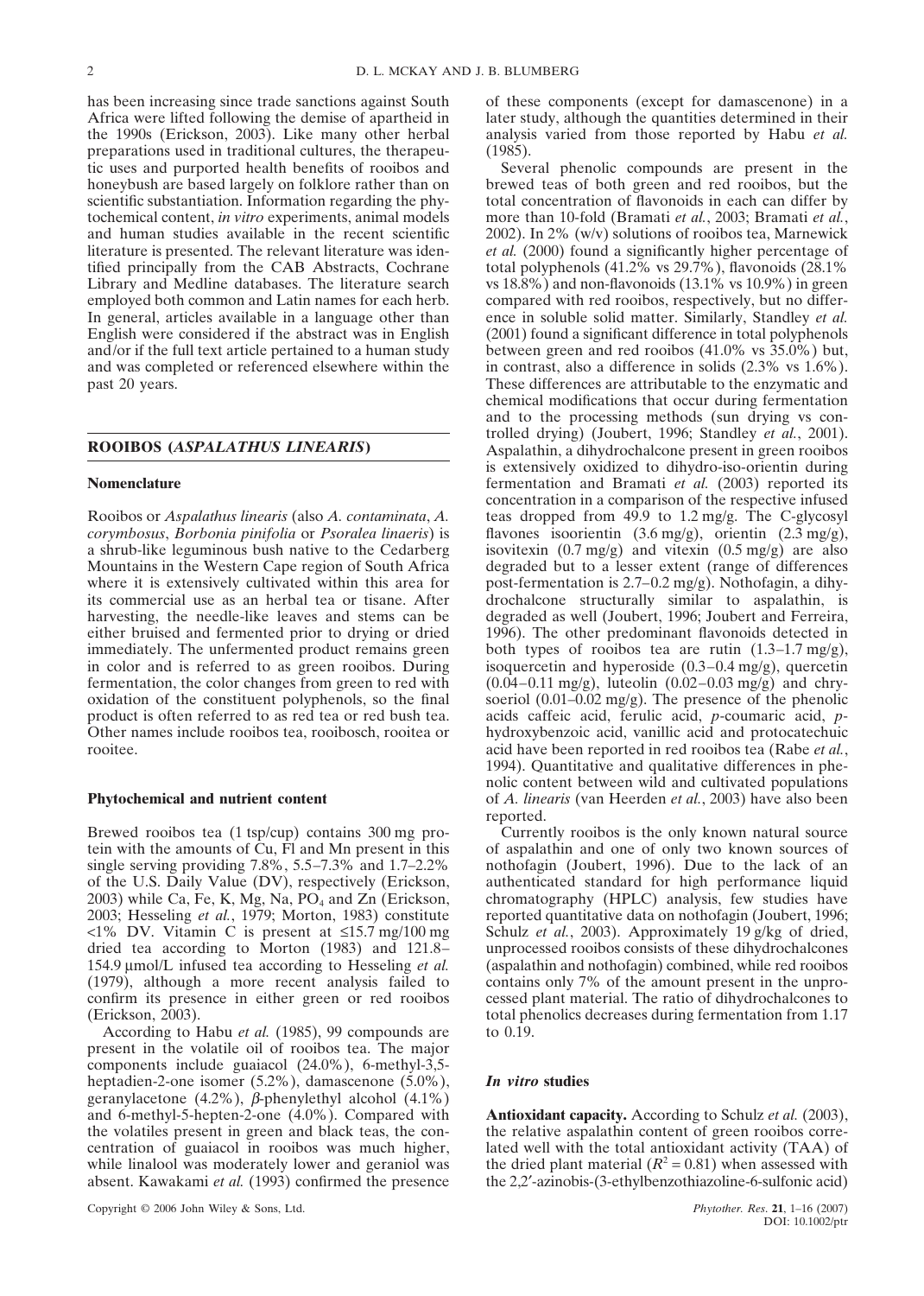has been increasing since trade sanctions against South Africa were lifted following the demise of apartheid in the 1990s (Erickson, 2003). Like many other herbal preparations used in traditional cultures, the therapeutic uses and purported health benefits of rooibos and honeybush are based largely on folklore rather than on scientific substantiation. Information regarding the phytochemical content, *in vitro* experiments, animal models and human studies available in the recent scientific literature is presented. The relevant literature was identified principally from the CAB Abstracts, Cochrane Library and Medline databases. The literature search employed both common and Latin names for each herb. In general, articles available in a language other than English were considered if the abstract was in English and/or if the full text article pertained to a human study and was completed or referenced elsewhere within the past 20 years.

## ROOIBOS (*ASPALATHUS LINEARIS*)

### Nomenclature

Rooibos or *Aspalathus linearis* (also *A. contaminata*, *A. corymbosus*, *Borbonia pinifolia* or *Psoralea linaeris*) is a shrub-like leguminous bush native to the Cedarberg Mountains in the Western Cape region of South Africa where it is extensively cultivated within this area for its commercial use as an herbal tea or tisane. After harvesting, the needle-like leaves and stems can be either bruised and fermented prior to drying or dried immediately. The unfermented product remains green in color and is referred to as green rooibos. During fermentation, the color changes from green to red with oxidation of the constituent polyphenols, so the final product is often referred to as red tea or red bush tea. Other names include rooibos tea, rooibosch, rooitea or rooitee.

### Phytochemical and nutrient content

Brewed rooibos tea (1 tsp/cup) contains 300 mg protein with the amounts of Cu, Fl and Mn present in this single serving providing 7.8%, 5.5–7.3% and 1.7–2.2% of the U.S. Daily Value (DV), respectively (Erickson, 2003) while Ca, Fe, K, Mg, Na, $PO_4$ and Zn (Erickson, 2003; Hesseling *et al.*, 1979; Morton, 1983) constitute <1% DV. Vitamin C is present at ≤15.7 mg/100 mg dried tea according to Morton (1983) and 121.8–154.9 µmol/L infused tea according to Hesseling *et al.* (1979), although a more recent analysis failed to confirm its presence in either green or red rooibos (Erickson, 2003).

According to Habu *et al.* (1985), 99 compounds are present in the volatile oil of rooibos tea. The major components include guaiacol (24.0%), 6-methyl-3,5-heptadien-2-one isomer (5.2%), damascenone (5.0%), geranylacetone (4.2%), β-phenylethyl alcohol (4.1%) and 6-methyl-5-hepten-2-one (4.0%). Compared with the volatiles present in green and black teas, the concentration of guaiacol in rooibos was much higher, while linalool was moderately lower and geraniol was absent. Kawakami *et al.* (1993) confirmed the presence of these components (except for damascenone) in a later study, although the quantities determined in their analysis varied from those reported by Habu *et al.* (1985).

Several phenolic compounds are present in the brewed teas of both green and red rooibos, but the total concentration of flavonoids in each can differ by more than 10-fold (Bramati *et al.*, 2003; Bramati *et al.*, 2002). In 2% (w/v) solutions of rooibos tea, Marnewick *et al.* (2000) found a significantly higher percentage of total polyphenols (41.2% vs 29.7%), flavonoids (28.1% vs 18.8%) and non-flavonoids (13.1% vs 10.9%) in green compared with red rooibos, respectively, but no difference in soluble solid matter. Similarly, Standley *et al.* (2001) found a significant difference in total polyphenols between green and red rooibos (41.0% vs 35.0%) but, in contrast, also a difference in solids (2.3% vs 1.6%). These differences are attributable to the enzymatic and chemical modifications that occur during fermentation and to the processing methods (sun drying vs controlled drying) (Joubert, 1996; Standley *et al.*, 2001). Aspalathin, a dihydrochalcone present in green rooibos is extensively oxidized to dihydro-iso-orientin during fermentation and Bramati *et al.* (2003) reported its concentration in a comparison of the respective infused teas dropped from 49.9 to 1.2 mg/g. The C-glycosyl flavones isoorientin (3.6 mg/g), orientin (2.3 mg/g), isovitexin (0.7 mg/g) and vitexin (0.5 mg/g) are also degraded but to a lesser extent (range of differences post-fermentation is 2.7–0.2 mg/g). Nothofagin, a dihydrochalcone structurally similar to aspalathin, is degraded as well (Joubert, 1996; Joubert and Ferreira, 1996). The other predominant flavonoids detected in both types of rooibos tea are rutin (1.3–1.7 mg/g), isoquercetin and hyperoside (0.3–0.4 mg/g), quercetin (0.04–0.11 mg/g), luteolin (0.02–0.03 mg/g) and chrysoeriol (0.01–0.02 mg/g). The presence of the phenolic acids caffeic acid, ferulic acid, *p*-coumaric acid, *p*-hydroxybenzoic acid, vanillic acid and protocatechuic acid have been reported in red rooibos tea (Rabe *et al.*, 1994). Quantitative and qualitative differences in phenolic content between wild and cultivated populations of *A. linearis* (van Heerden *et al.*, 2003) have also been reported.

Currently rooibos is the only known natural source of aspalathin and one of only two known sources of nothofagin (Joubert, 1996). Due to the lack of an authenticated standard for high performance liquid chromatography (HPLC) analysis, few studies have reported quantitative data on nothofagin (Joubert, 1996; Schulz *et al.*, 2003). Approximately 19 g/kg of dried, unprocessed rooibos consists of these dihydrochalcones (aspalathin and nothofagin) combined, while red rooibos contains only 7% of the amount present in the unprocessed plant material. The ratio of dihydrochalcones to total phenolics decreases during fermentation from 1.17 to 0.19.

### *In vitro* studies

**Antioxidant capacity.** According to Schulz *et al.* (2003), the relative aspalathin content of green rooibos correlated well with the total antioxidant activity (TAA) of the dried plant material ($R^2 = 0.81$) when assessed with the 2,2′-azinobis-(3-ethylbenzothiazoline-6-sulfonic acid)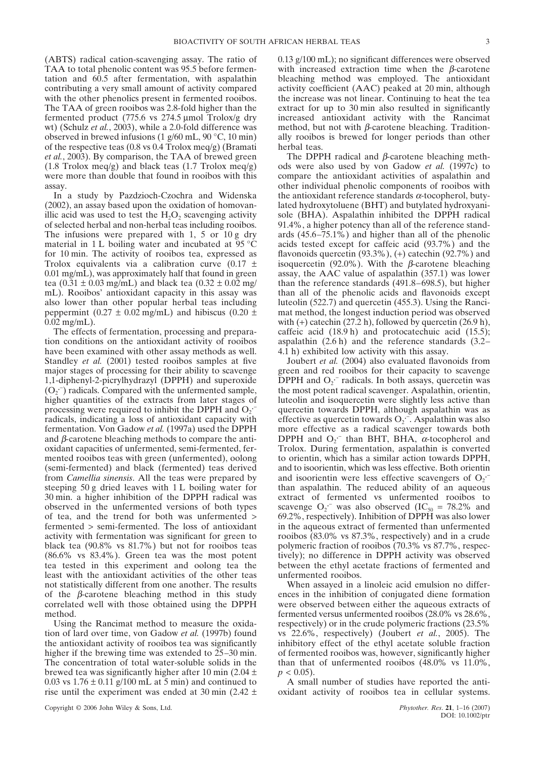(ABTS) radical cation-scavenging assay. The ratio of TAA to total phenolic content was 95.5 before fermentation and 60.5 after fermentation, with aspalathin contributing a very small amount of activity compared with the other phenolics present in fermented rooibos. The TAA of green rooibos was 2.8-fold higher than the fermented product (775.6 vs 274.5 μmol Trolox/g dry wt) (Schulz *et al.*, 2003), while a 2.0-fold difference was observed in brewed infusions (1 g/60 mL, 90 °C, 10 min) of the respective teas (0.8 vs 0.4 Trolox meq/g) (Bramati *et al.*, 2003). By comparison, the TAA of brewed green (1.8 Trolox meq/g) and black teas (1.7 Trolox meq/g) were more than double that found in rooibos with this assay.

In a study by Pazdzioch-Czochra and Widenska (2002), an assay based upon the oxidation of homovanillic acid was used to test the $H_2O_2$ scavenging activity of selected herbal and non-herbal teas including rooibos. The infusions were prepared with 1, 5 or 10 g dry material in 1 L boiling water and incubated at 95 °C for 10 min. The activity of rooibos tea, expressed as Trolox equivalents via a calibration curve (0.17 ± 0.01 mg/mL), was approximately half that found in green tea (0.31 ± 0.03 mg/mL) and black tea (0.32 ± 0.02 mg/mL). Rooibos' antioxidant capacity in this assay was also lower than other popular herbal teas including peppermint (0.27 ± 0.02 mg/mL) and hibiscus (0.20 ± 0.02 mg/mL).

The effects of fermentation, processing and preparation conditions on the antioxidant activity of rooibos have been examined with other assay methods as well. Standley *et al.* (2001) tested rooibos samples at five major stages of processing for their ability to scavenge 1,1-diphenyl-2-picrylhydrazyl (DPPH) and superoxide ($O_2^{\cdot-}$) radicals. Compared with the unfermented sample, higher quantities of the extracts from later stages of processing were required to inhibit the DPPH and $O_2^{\cdot-}$ radicals, indicating a loss of antioxidant capacity with fermentation. Von Gadow *et al.* (1997a) used the DPPH and β-carotene bleaching methods to compare the antioxidant capacities of unfermented, semi-fermented, fermented rooibos teas with green (unfermented), oolong (semi-fermented) and black (fermented) teas derived from *Camellia sinensis*. All the teas were prepared by steeping 50 g dried leaves with 1 L boiling water for 30 min. a higher inhibition of the DPPH radical was observed in the unfermented versions of both types of tea, and the trend for both was unfermented > fermented > semi-fermented. The loss of antioxidant activity with fermentation was significant for green to black tea (90.8% vs 81.7%) but not for rooibos teas (86.6% vs 83.4%). Green tea was the most potent tea tested in this experiment and oolong tea the least with the antioxidant activities of the other teas not statistically different from one another. The results of the β-carotene bleaching method in this study correlated well with those obtained using the DPPH method.

Using the Rancimat method to measure the oxidation of lard over time, von Gadow *et al.* (1997b) found the antioxidant activity of rooibos tea was significantly higher if the brewing time was extended to 25–30 min. The concentration of total water-soluble solids in the brewed tea was significantly higher after 10 min (2.04 ± 0.03 vs 1.76 ± 0.11 g/100 mL at 5 min) and continued to rise until the experiment was ended at 30 min (2.42 ± 0.13 g/100 mL); no significant differences were observed with increased extraction time when the β-carotene bleaching method was employed. The antioxidant activity coefficient (AAC) peaked at 20 min, although the increase was not linear. Continuing to heat the tea extract for up to 30 min also resulted in significantly increased antioxidant activity with the Rancimat method, but not with β-carotene bleaching. Traditionally rooibos is brewed for longer periods than other herbal teas.

The DPPH radical and β-carotene bleaching methods were also used by von Gadow *et al.* (1997c) to compare the antioxidant activities of aspalathin and other individual phenolic components of rooibos with the antioxidant reference standards α-tocopherol, butylated hydroxytoluene (BHT) and butylated hydroxyanisole (BHA). Aspalathin inhibited the DPPH radical 91.4%, a higher potency than all of the reference standards (45.6–75.1%) and higher than all of the phenolic acids tested except for caffeic acid (93.7%) and the flavonoids quercetin (93.3%), (+) catechin (92.7%) and isoquercetin (92.0%). With the β-carotene bleaching assay, the AAC value of aspalathin (357.1) was lower than the reference standards (491.8–698.5), but higher than all of the phenolic acids and flavonoids except luteolin (522.7) and quercetin (455.3). Using the Rancimat method, the longest induction period was observed with (+) catechin (27.2 h), followed by quercetin (26.9 h), caffeic acid (18.9 h) and protocatechuic acid (15.5); aspalathin (2.6 h) and the reference standards (3.2–4.1 h) exhibited low activity with this assay.

Joubert *et al.* (2004) also evaluated flavonoids from green and red rooibos for their capacity to scavenge DPPH and $O_2^{\cdot-}$ radicals. In both assays, quercetin was the most potent radical scavenger. Aspalathin, orientin, luteolin and isoquercetin were slightly less active than quercetin towards DPPH, although aspalathin was as effective as quercetin towards $O_2^{\cdot-}$. Aspalathin was also more effective as a radical scavenger towards both DPPH and $O_2^{\cdot-}$ than BHT, BHA, α-tocopherol and Trolox. During fermentation, aspalathin is converted to orientin, which has a similar action towards DPPH, and to isoorientin, which was less effective. Both orientin and isoorientin were less effective scavengers of $O_2^{\cdot-}$ than aspalathin. The reduced ability of an aqueous extract of fermented vs unfermented rooibos to scavenge $O_2^{\cdot-}$ was also observed ($IC_{50}$ = 78.2% and 69.2%, respectively). Inhibition of DPPH was also lower in the aqueous extract of fermented than unfermented rooibos (83.0% vs 87.3%, respectively) and in a crude polymeric fraction of rooibos (70.3% vs 87.7%, respectively); no difference in DPPH activity was observed between the ethyl acetate fractions of fermented and unfermented rooibos.

When assayed in a linoleic acid emulsion no differences in the inhibition of conjugated diene formation were observed between either the aqueous extracts of fermented versus unfermented rooibos (28.0% vs 28.6%, respectively) or in the crude polymeric fractions (23.5% vs 22.6%, respectively) (Joubert *et al.*, 2005). The inhibitory effect of the ethyl acetate soluble fraction of fermented rooibos was, however, significantly higher than that of unfermented rooibos (48.0% vs 11.0%, $p < 0.05$).

A small number of studies have reported the antioxidant activity of rooibos tea in cellular systems.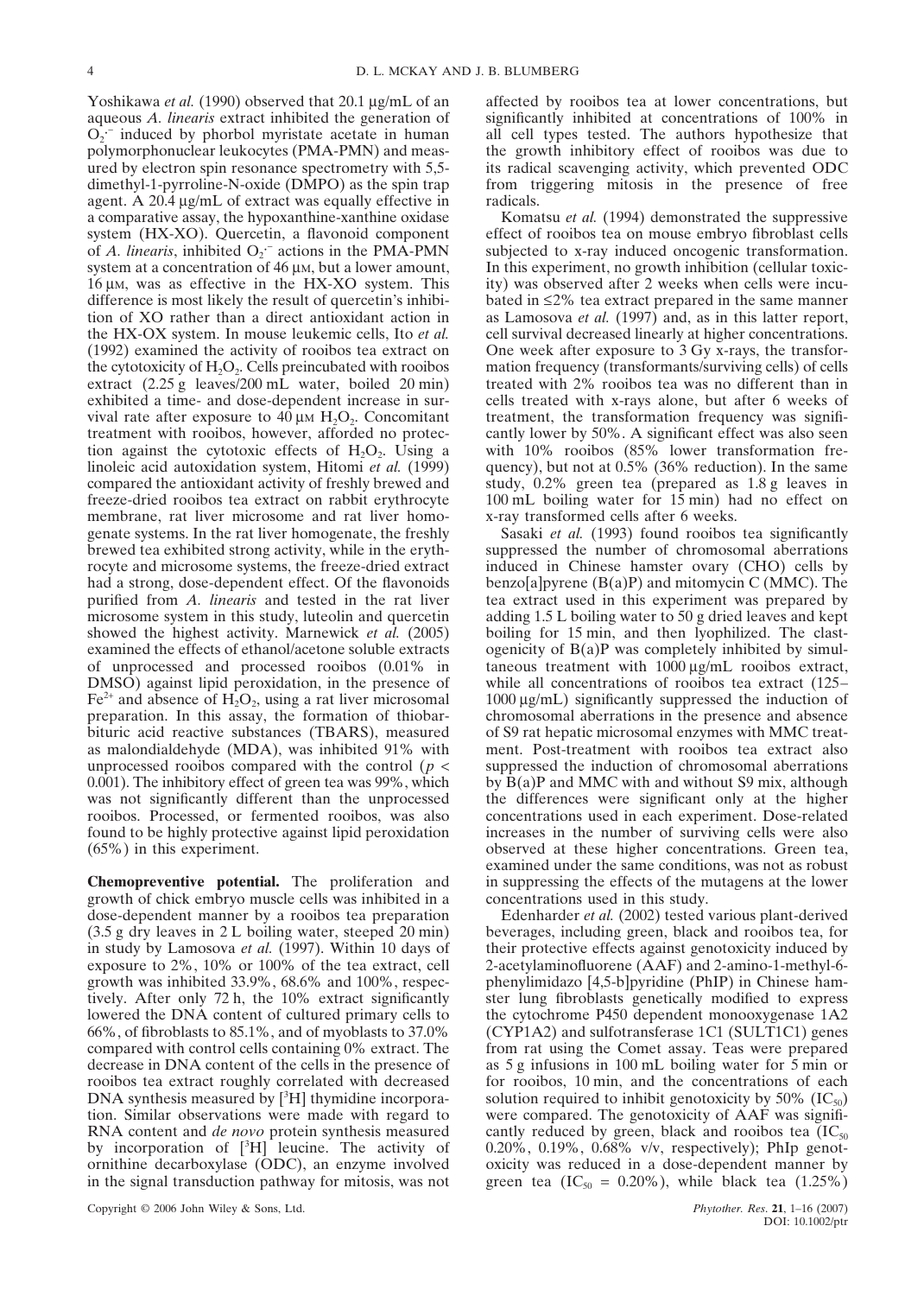Yoshikawa *et al.* (1990) observed that 20.1 μg/mL of an aqueous *A. linearis* extract inhibited the generation of $O_2^{\cdot-}$ induced by phorbol myristate acetate in human polymorphonuclear leukocytes (PMA-PMN) and measured by electron spin resonance spectrometry with 5,5-dimethyl-1-pyrroline-N-oxide (DMPO) as the spin trap agent. A 20.4 μg/mL of extract was equally effective in a comparative assay, the hypoxanthine-xanthine oxidase system (HX-XO). Quercetin, a flavonoid component of *A. linearis*, inhibited $O_2^{\cdot-}$ actions in the PMA-PMN system at a concentration of 46 μM, but a lower amount, 16 μM, was as effective in the HX-XO system. This difference is most likely the result of quercetin's inhibition of XO rather than a direct antioxidant action in the HX-OX system. In mouse leukemic cells, Ito *et al.* (1992) examined the activity of rooibos tea extract on the cytotoxicity of $H_2O_2$. Cells preincubated with rooibos extract (2.25 g leaves/200 mL water, boiled 20 min) exhibited a time- and dose-dependent increase in survival rate after exposure to 40 μM $H_2O_2$. Concomitant treatment with rooibos, however, afforded no protection against the cytotoxic effects of $H_2O_2$. Using a linoleic acid autoxidation system, Hitomi *et al.* (1999) compared the antioxidant activity of freshly brewed and freeze-dried rooibos tea extract on rabbit erythrocyte membrane, rat liver microsome and rat liver homogenate systems. In the rat liver homogenate, the freshly brewed tea exhibited strong activity, while in the erythrocyte and microsome systems, the freeze-dried extract had a strong, dose-dependent effect. Of the flavonoids purified from *A. linearis* and tested in the rat liver microsome system in this study, luteolin and quercetin showed the highest activity. Marnewick *et al.* (2005) examined the effects of ethanol/acetone soluble extracts of unprocessed and processed rooibos (0.01% in DMSO) against lipid peroxidation, in the presence of $Fe^{2+}$ and absence of $H_2O_2$, using a rat liver microsomal preparation. In this assay, the formation of thiobarbituric acid reactive substances (TBARS), measured as malondialdehyde (MDA), was inhibited 91% with unprocessed rooibos compared with the control ($p < 0.001$). The inhibitory effect of green tea was 99%, which was not significantly different than the unprocessed rooibos. Processed, or fermented rooibos, was also found to be highly protective against lipid peroxidation (65%) in this experiment.

**Chemopreventive potential.** The proliferation and growth of chick embryo muscle cells was inhibited in a dose-dependent manner by a rooibos tea preparation (3.5 g dry leaves in 2 L boiling water, steeped 20 min) in study by Lamosova *et al.* (1997). Within 10 days of exposure to 2%, 10% or 100% of the tea extract, cell growth was inhibited 33.9%, 68.6% and 100%, respectively. After only 72 h, the 10% extract significantly lowered the DNA content of cultured primary cells to 66%, of fibroblasts to 85.1%, and of myoblasts to 37.0% compared with control cells containing 0% extract. The decrease in DNA content of the cells in the presence of rooibos tea extract roughly correlated with decreased DNA synthesis measured by [$^3$H] thymidine incorporation. Similar observations were made with regard to RNA content and *de novo* protein synthesis measured by incorporation of [$^3$H] leucine. The activity of ornithine decarboxylase (ODC), an enzyme involved in the signal transduction pathway for mitosis, was not affected by rooibos tea at lower concentrations, but significantly inhibited at concentrations of 100% in all cell types tested. The authors hypothesize that the growth inhibitory effect of rooibos was due to its radical scavenging activity, which prevented ODC from triggering mitosis in the presence of free radicals.

Komatsu *et al.* (1994) demonstrated the suppressive effect of rooibos tea on mouse embryo fibroblast cells subjected to x-ray induced oncogenic transformation. In this experiment, no growth inhibition (cellular toxicity) was observed after 2 weeks when cells were incubated in ≤2% tea extract prepared in the same manner as Lamosova *et al.* (1997) and, as in this latter report, cell survival decreased linearly at higher concentrations. One week after exposure to 3 Gy x-rays, the transformation frequency (transformants/surviving cells) of cells treated with 2% rooibos tea was no different than in cells treated with x-rays alone, but after 6 weeks of treatment, the transformation frequency was significantly lower by 50%. A significant effect was also seen with 10% rooibos (85% lower transformation frequency), but not at 0.5% (36% reduction). In the same study, 0.2% green tea (prepared as 1.8 g leaves in 100 mL boiling water for 15 min) had no effect on x-ray transformed cells after 6 weeks.

Sasaki *et al.* (1993) found rooibos tea significantly suppressed the number of chromosomal aberrations induced in Chinese hamster ovary (CHO) cells by benzo[a]pyrene (B(a)P) and mitomycin C (MMC). The tea extract used in this experiment was prepared by adding 1.5 L boiling water to 50 g dried leaves and kept boiling for 15 min, and then lyophilized. The clastogenicity of B(a)P was completely inhibited by simultaneous treatment with 1000 μg/mL rooibos extract, while all concentrations of rooibos tea extract (125–1000 μg/mL) significantly suppressed the induction of chromosomal aberrations in the presence and absence of S9 rat hepatic microsomal enzymes with MMC treatment. Post-treatment with rooibos tea extract also suppressed the induction of chromosomal aberrations by B(a)P and MMC with and without S9 mix, although the differences were significant only at the higher concentrations used in each experiment. Dose-related increases in the number of surviving cells were also observed at these higher concentrations. Green tea, examined under the same conditions, was not as robust in suppressing the effects of the mutagens at the lower concentrations used in this study.

Edenharder *et al.* (2002) tested various plant-derived beverages, including green, black and rooibos tea, for their protective effects against genotoxicity induced by 2-acetylaminofluorene (AAF) and 2-amino-1-methyl-6-phenylimidazo [4,5-b]pyridine (PhIP) in Chinese hamster lung fibroblasts genetically modified to express the cytochrome P450 dependent monooxygenase 1A2 (CYP1A2) and sulfotransferase 1C1 (SULT1C1) genes from rat using the Comet assay. Teas were prepared as 5 g infusions in 100 mL boiling water for 5 min or for rooibos, 10 min, and the concentrations of each solution required to inhibit genotoxicity by 50% ($IC_{50}$) were compared. The genotoxicity of AAF was significantly reduced by green, black and rooibos tea ($IC_{50}$ 0.20%, 0.19%, 0.68% v/v, respectively); PhIp genotoxicity was reduced in a dose-dependent manner by green tea ($IC_{50}$ = 0.20%), while black tea (1.25%)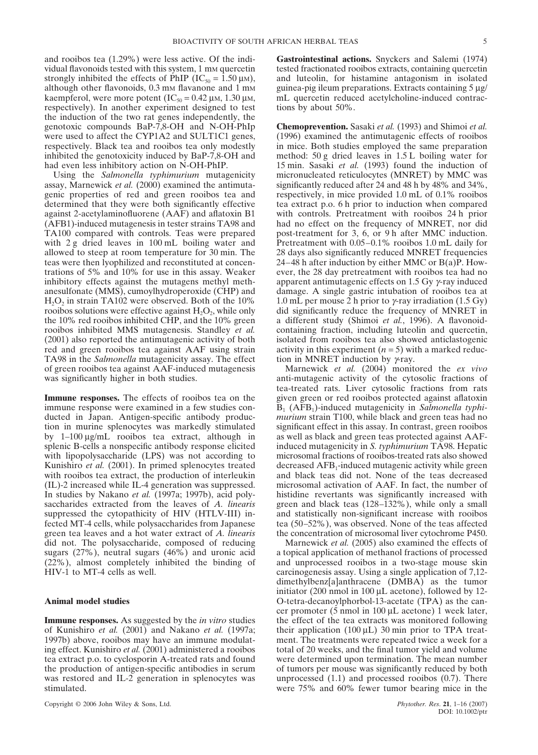and rooibos tea (1.29%) were less active. Of the individual flavonoids tested with this system, 1 mM quercetin strongly inhibited the effects of PhIP ($IC_{50}$ = 1.50 μM), although other flavonoids, 0.3 mM flavanone and 1 mM kaempferol, were more potent ($IC_{50}$ = 0.42 μM, 1.30 μM, respectively). In another experiment designed to test the induction of the two rat genes independently, the genotoxic compounds BaP-7,8-OH and N-OH-PhIp were used to affect the CYP1A2 and SULT1C1 genes, respectively. Black tea and rooibos tea only modestly inhibited the genotoxicity induced by BaP-7,8-OH and had even less inhibitory action on N-OH-PhIP.

Using the *Salmonella typhimurium* mutagenicity assay, Marnewick *et al.* (2000) examined the antimutagenic properties of red and green rooibos tea and determined that they were both significantly effective against 2-acetylaminofluorene (AAF) and aflatoxin B1 (AFB1)-induced mutagenesis in tester strains TA98 and TA100 compared with controls. Teas were prepared with 2 g dried leaves in 100 mL boiling water and allowed to steep at room temperature for 30 min. The teas were then lyophilized and reconstituted at concentrations of 5% and 10% for use in this assay. Weaker inhibitory effects against the mutagens methyl methanesulfonate (MMS), cumoylhydroperoxide (CHP) and $H_2O_2$ in strain TA102 were observed. Both of the 10% rooibos solutions were effective against $H_2O_2$, while only the 10% red rooibos inhibited CHP, and the 10% green rooibos inhibited MMS mutagenesis. Standley *et al.* (2001) also reported the antimutagenic activity of both red and green rooibos tea against AAF using strain TA98 in the *Salmonella* mutagenicity assay. The effect of green rooibos tea against AAF-induced mutagenesis was significantly higher in both studies.

**Immune responses.** The effects of rooibos tea on the immune response were examined in a few studies conducted in Japan. Antigen-specific antibody production in murine splenocytes was markedly stimulated by 1–100 μg/mL rooibos tea extract, although in splenic B-cells a nonspecific antibody response elicited with lipopolysaccharide (LPS) was not according to Kunishiro *et al.* (2001). In primed splenocytes treated with rooibos tea extract, the production of interleukin (IL)-2 increased while IL-4 generation was suppressed. In studies by Nakano *et al.* (1997a; 1997b), acid polysaccharides extracted from the leaves of *A. linearis* suppressed the cytopathicity of HIV (HTLV-III) infected MT-4 cells, while polysaccharides from Japanese green tea leaves and a hot water extract of *A. linearis* did not. The polysaccharide, composed of reducing sugars (27%), neutral sugars (46%) and uronic acid (22%), almost completely inhibited the binding of HIV-1 to MT-4 cells as well.

### Animal model studies

**Immune responses.** As suggested by the *in vitro* studies of Kunishiro *et al.* (2001) and Nakano *et al.* (1997a; 1997b) above, rooibos may have an immune modulating effect. Kunishiro *et al.* (2001) administered a rooibos tea extract p.o. to cyclosporin A-treated rats and found the production of antigen-specific antibodies in serum was restored and IL-2 generation in splenocytes was stimulated.

**Gastrointestinal actions.** Snyckers and Salemi (1974) tested fractionated rooibos extracts, containing quercetin and luteolin, for histamine antagonism in isolated guinea-pig ileum preparations. Extracts containing 5 μg/mL quercetin reduced acetylcholine-induced contractions by about 50%.

**Chemoprevention.** Sasaki *et al.* (1993) and Shimoi *et al.* (1996) examined the antimutagenic effects of rooibos in mice. Both studies employed the same preparation method: 50 g dried leaves in 1.5 L boiling water for 15 min. Sasaki *et al.* (1993) found the induction of micronucleated reticulocytes (MNRET) by MMC was significantly reduced after 24 and 48 h by 48% and 34%, respectively, in mice provided 1.0 mL of 0.1% rooibos tea extract p.o. 6 h prior to induction when compared with controls. Pretreatment with rooibos 24 h prior had no effect on the frequency of MNRET, nor did post-treatment for 3, 6, or 9 h after MMC induction. Pretreatment with 0.05–0.1% rooibos 1.0 mL daily for 28 days also significantly reduced MNRET frequencies 24–48 h after induction by either MMC or B(a)P. However, the 28 day pretreatment with rooibos tea had no apparent antimutagenic effects on 1.5 Gy γ-ray induced damage. A single gastric intubation of rooibos tea at 1.0 mL per mouse 2 h prior to γ-ray irradiation (1.5 Gy) did significantly reduce the frequency of MNRET in a different study (Shimoi *et al.*, 1996). A flavonoid-containing fraction, including luteolin and quercetin, isolated from rooibos tea also showed anticlastogenic activity in this experiment ($n = 5$) with a marked reduction in MNRET induction by γ-ray.

Marnewick *et al.* (2004) monitored the *ex vivo* anti-mutagenic activity of the cytosolic fractions of tea-treated rats. Liver cytosolic fractions from rats given green or red rooibos protected against aflatoxin $B_1$ ($AFB_1$)-induced mutagenicity in *Salmonella typhimurium* strain T100, while black and green teas had no significant effect in this assay. In contrast, green rooibos as well as black and green teas protected against AAF-induced mutagenicity in *S. typhimurium* TA98. Hepatic microsomal fractions of rooibos-treated rats also showed decreased $AFB_1$-induced mutagenic activity while green and black teas did not. None of the teas decreased microsomal activation of AAF. In fact, the number of histidine revertants was significantly increased with green and black teas (128–132%), while only a small and statistically non-significant increase with rooibos tea (50–52%), was observed. None of the teas affected the concentration of microsomal liver cytochrome P450.

Marnewick *et al.* (2005) also examined the effects of a topical application of methanol fractions of processed and unprocessed rooibos in a two-stage mouse skin carcinogenesis assay. Using a single application of 7,12-dimethylbenz[a]anthracene (DMBA) as the tumor initiator (200 nmol in 100 μL acetone), followed by 12-O-tetra-decanoylphorbol-13-acetate (TPA) as the cancer promoter (5 nmol in 100 μL acetone) 1 week later, the effect of the tea extracts was monitored following their application (100 μL) 30 min prior to TPA treatment. The treatments were repeated twice a week for a total of 20 weeks, and the final tumor yield and volume were determined upon termination. The mean number of tumors per mouse was significantly reduced by both unprocessed (1.1) and processed rooibos (0.7). There were 75% and 60% fewer tumor bearing mice in the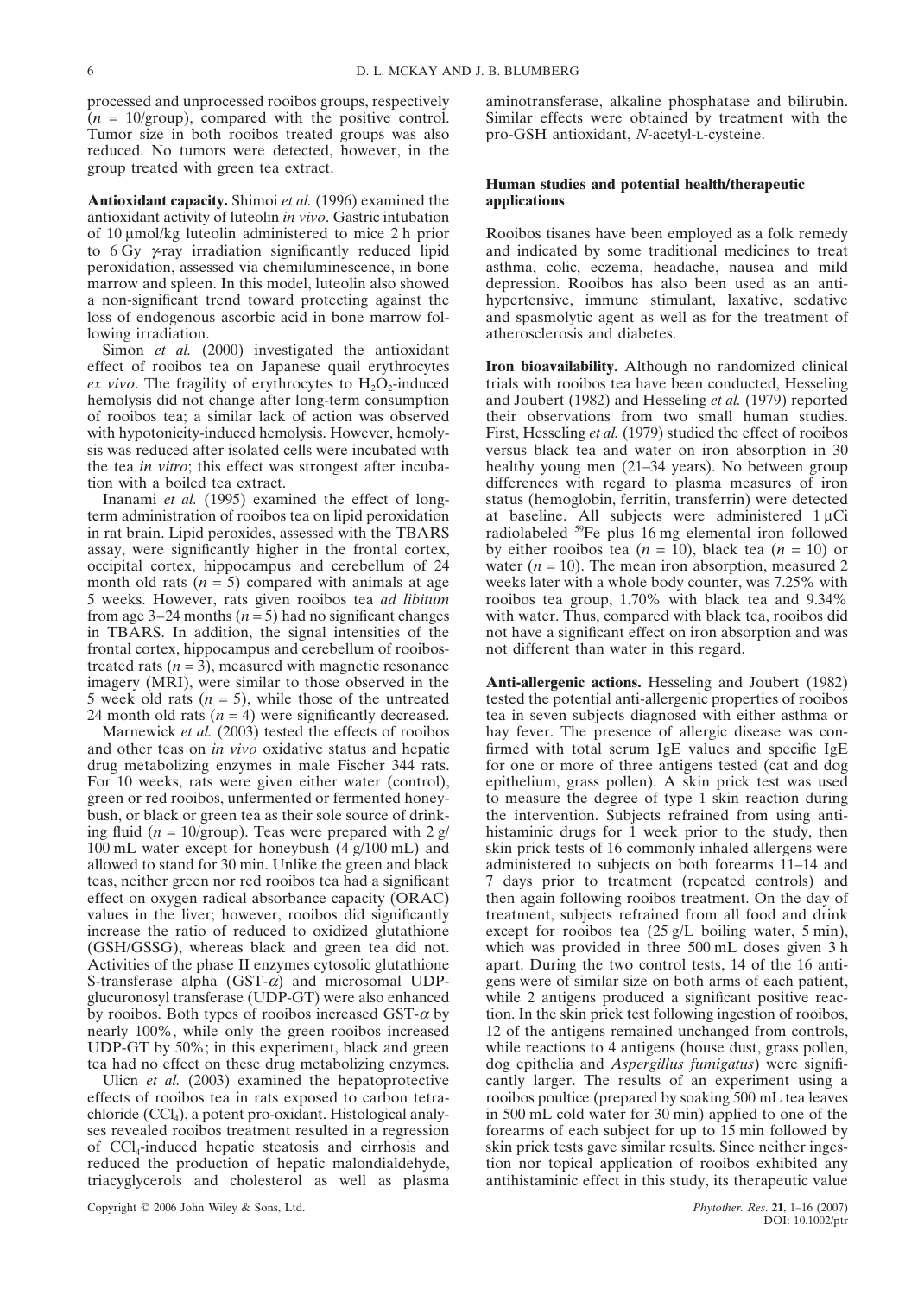processed and unprocessed rooibos groups, respectively ($n$ = 10/group), compared with the positive control. Tumor size in both rooibos treated groups was also reduced. No tumors were detected, however, in the group treated with green tea extract.

**Antioxidant capacity.** Shimoi *et al.* (1996) examined the antioxidant activity of luteolin *in vivo*. Gastric intubation of 10 μmol/kg luteolin administered to mice 2 h prior to 6 Gy γ-ray irradiation significantly reduced lipid peroxidation, assessed via chemiluminescence, in bone marrow and spleen. In this model, luteolin also showed a non-significant trend toward protecting against the loss of endogenous ascorbic acid in bone marrow following irradiation.

Simon *et al.* (2000) investigated the antioxidant effect of rooibos tea on Japanese quail erythrocytes *ex vivo*. The fragility of erythrocytes to $H_2O_2$-induced hemolysis did not change after long-term consumption of rooibos tea; a similar lack of action was observed with hypotonicity-induced hemolysis. However, hemolysis was reduced after isolated cells were incubated with the tea *in vitro*; this effect was strongest after incubation with a boiled tea extract.

Inanami *et al.* (1995) examined the effect of long-term administration of rooibos tea on lipid peroxidation in rat brain. Lipid peroxides, assessed with the TBARS assay, were significantly higher in the frontal cortex, occipital cortex, hippocampus and cerebellum of 24 month old rats ($n$ = 5) compared with animals at age 5 weeks. However, rats given rooibos tea *ad libitum* from age 3–24 months ($n$ = 5) had no significant changes in TBARS. In addition, the signal intensities of the frontal cortex, hippocampus and cerebellum of rooibos-treated rats ($n$ = 3), measured with magnetic resonance imagery (MRI), were similar to those observed in the 5 week old rats ($n$ = 5), while those of the untreated 24 month old rats ($n$ = 4) were significantly decreased.

Marnewick *et al.* (2003) tested the effects of rooibos and other teas on *in vivo* oxidative status and hepatic drug metabolizing enzymes in male Fischer 344 rats. For 10 weeks, rats were given either water (control), green or red rooibos, unfermented or fermented honeybush, or black or green tea as their sole source of drinking fluid ($n$ = 10/group). Teas were prepared with 2 g/100 mL water except for honeybush (4 g/100 mL) and allowed to stand for 30 min. Unlike the green and black teas, neither green nor red rooibos tea had a significant effect on oxygen radical absorbance capacity (ORAC) values in the liver; however, rooibos did significantly increase the ratio of reduced to oxidized glutathione (GSH/GSSG), whereas black and green tea did not. Activities of the phase II enzymes cytosolic glutathione S-transferase alpha (GST-$\alpha$) and microsomal UDP-glucuronosyl transferase (UDP-GT) were also enhanced by rooibos. Both types of rooibos increased GST-$\alpha$ by nearly 100%, while only the green rooibos increased UDP-GT by 50%; in this experiment, black and green tea had no effect on these drug metabolizing enzymes.

Ulicn *et al.* (2003) examined the hepatoprotective effects of rooibos tea in rats exposed to carbon tetrachloride ($CCl_4$), a potent pro-oxidant. Histological analyses revealed rooibos treatment resulted in a regression of $CCl_4$-induced hepatic steatosis and cirrhosis and reduced the production of hepatic malondialdehyde, triacyglycerols and cholesterol as well as plasma aminotransferase, alkaline phosphatase and bilirubin. Similar effects were obtained by treatment with the pro-GSH antioxidant, *N*-acetyl-L-cysteine.

## Human studies and potential health/therapeutic applications

Rooibos tisanes have been employed as a folk remedy and indicated by some traditional medicines to treat asthma, colic, eczema, headache, nausea and mild depression. Rooibos has also been used as an antihypertensive, immune stimulant, laxative, sedative and spasmolytic agent as well as for the treatment of atherosclerosis and diabetes.

**Iron bioavailability.** Although no randomized clinical trials with rooibos tea have been conducted, Hesseling and Joubert (1982) and Hesseling *et al.* (1979) reported their observations from two small human studies. First, Hesseling *et al.* (1979) studied the effect of rooibos versus black tea and water on iron absorption in 30 healthy young men (21–34 years). No between group differences with regard to plasma measures of iron status (hemoglobin, ferritin, transferrin) were detected at baseline. All subjects were administered 1 μCi radiolabeled $^{59}$Fe plus 16 mg elemental iron followed by either rooibos tea ($n$ = 10), black tea ($n$ = 10) or water ($n$ = 10). The mean iron absorption, measured 2 weeks later with a whole body counter, was 7.25% with rooibos tea group, 1.70% with black tea and 9.34% with water. Thus, compared with black tea, rooibos did not have a significant effect on iron absorption and was not different than water in this regard.

**Anti-allergenic actions.** Hesseling and Joubert (1982) tested the potential anti-allergenic properties of rooibos tea in seven subjects diagnosed with either asthma or hay fever. The presence of allergic disease was confirmed with total serum IgE values and specific IgE for one or more of three antigens tested (cat and dog epithelium, grass pollen). A skin prick test was used to measure the degree of type 1 skin reaction during the intervention. Subjects refrained from using antihistaminic drugs for 1 week prior to the study, then skin prick tests of 16 commonly inhaled allergens were administered to subjects on both forearms 11–14 and 7 days prior to treatment (repeated controls) and then again following rooibos treatment. On the day of treatment, subjects refrained from all food and drink except for rooibos tea (25 g/L boiling water, 5 min), which was provided in three 500 mL doses given 3 h apart. During the two control tests, 14 of the 16 antigens were of similar size on both arms of each patient, while 2 antigens produced a significant positive reaction. In the skin prick test following ingestion of rooibos, 12 of the antigens remained unchanged from controls, while reactions to 4 antigens (house dust, grass pollen, dog epithelia and *Aspergillus fumigatus*) were significantly larger. The results of an experiment using a rooibos poultice (prepared by soaking 500 mL tea leaves in 500 mL cold water for 30 min) applied to one of the forearms of each subject for up to 15 min followed by skin prick tests gave similar results. Since neither ingestion nor topical application of rooibos exhibited any antihistaminic effect in this study, its therapeutic value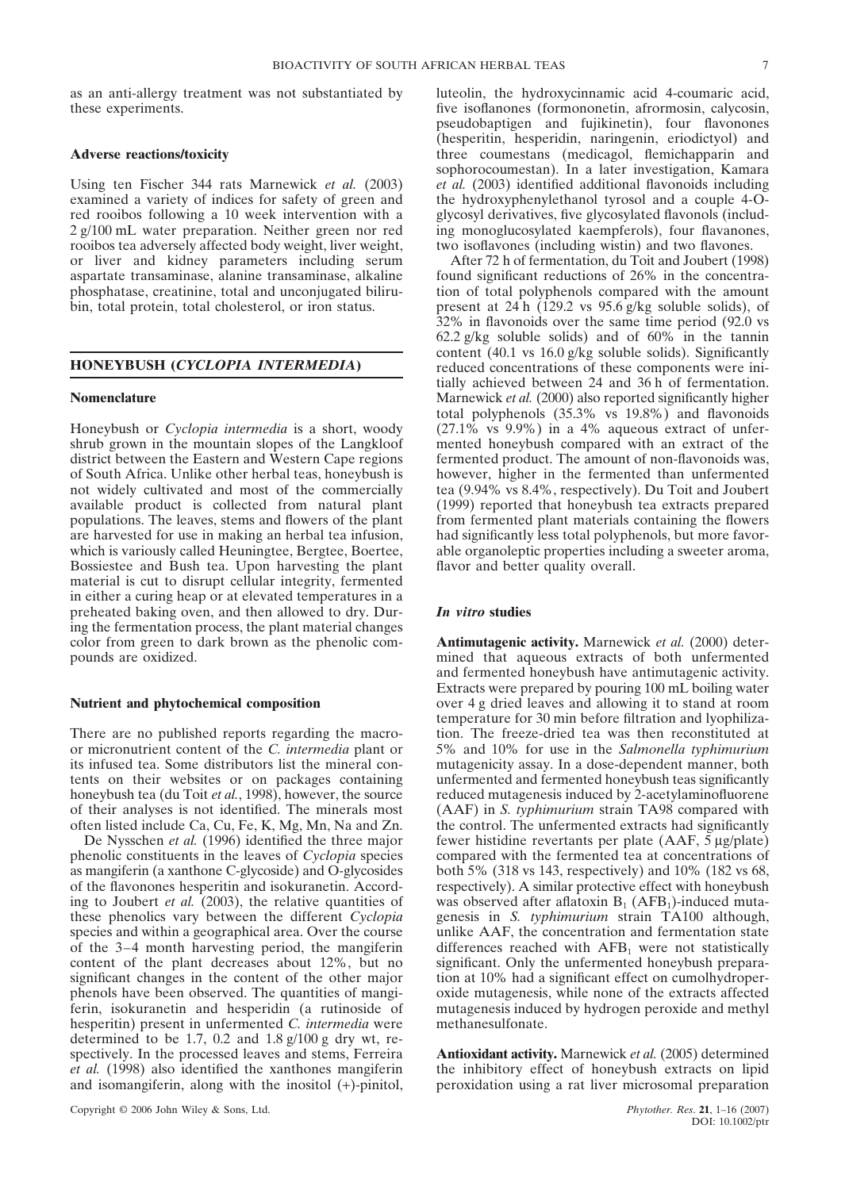as an anti-allergy treatment was not substantiated by these experiments.

### Adverse reactions/toxicity

Using ten Fischer 344 rats Marnewick *et al.* (2003) examined a variety of indices for safety of green and red rooibos following a 10 week intervention with a 2 g/100 mL water preparation. Neither green nor red rooibos tea adversely affected body weight, liver weight, or liver and kidney parameters including serum aspartate transaminase, alanine transaminase, alkaline phosphatase, creatinine, total and unconjugated bilirubin, total protein, total cholesterol, or iron status.

## HONEYBUSH (*CYCLOPIA INTERMEDIA*)

### Nomenclature

Honeybush or *Cyclopia intermedia* is a short, woody shrub grown in the mountain slopes of the Langkloof district between the Eastern and Western Cape regions of South Africa. Unlike other herbal teas, honeybush is not widely cultivated and most of the commercially available product is collected from natural plant populations. The leaves, stems and flowers of the plant are harvested for use in making an herbal tea infusion, which is variously called Heuningtee, Bergtee, Boertee, Bossiestee and Bush tea. Upon harvesting the plant material is cut to disrupt cellular integrity, fermented in either a curing heap or at elevated temperatures in a preheated baking oven, and then allowed to dry. During the fermentation process, the plant material changes color from green to dark brown as the phenolic compounds are oxidized.

### Nutrient and phytochemical composition

There are no published reports regarding the macro- or micronutrient content of the *C. intermedia* plant or its infused tea. Some distributors list the mineral contents on their websites or on packages containing honeybush tea (du Toit *et al.*, 1998), however, the source of their analyses is not identified. The minerals most often listed include Ca, Cu, Fe, K, Mg, Mn, Na and Zn.

De Nysschen *et al.* (1996) identified the three major phenolic constituents in the leaves of *Cyclopia* species as mangiferin (a xanthone C-glycoside) and O-glycosides of the flavonones hesperitin and isokuranetin. According to Joubert *et al.* (2003), the relative quantities of these phenolics vary between the different *Cyclopia* species and within a geographical area. Over the course of the 3–4 month harvesting period, the mangiferin content of the plant decreases about 12%, but no significant changes in the content of the other major phenols have been observed. The quantities of mangiferin, isokuranetin and hesperidin (a rutinoside of hesperitin) present in unfermented *C. intermedia* were determined to be 1.7, 0.2 and 1.8 g/100 g dry wt, respectively. In the processed leaves and stems, Ferreira *et al.* (1998) also identified the xanthones mangiferin and isomangiferin, along with the inositol (+)-pinitol, luteolin, the hydroxycinnamic acid 4-coumaric acid, five isoflanones (formononetin, afrormosin, calycosin, pseudobaptigen and fujikinetin), four flavonones (hesperitin, hesperidin, naringenin, eriodictyol) and three coumestans (medicagol, flemichapparin and sophorocoumestan). In a later investigation, Kamara *et al.* (2003) identified additional flavonoids including the hydroxyphenylethanol tyrosol and a couple 4-O-glycosyl derivatives, five glycosylated flavonols (including monoglucosylated kaempferols), four flavanones, two isoflavones (including wistin) and two flavones.

After 72 h of fermentation, du Toit and Joubert (1998) found significant reductions of 26% in the concentration of total polyphenols compared with the amount present at 24 h (129.2 vs 95.6 g/kg soluble solids), of 32% in flavonoids over the same time period (92.0 vs 62.2 g/kg soluble solids) and of 60% in the tannin content (40.1 vs 16.0 g/kg soluble solids). Significantly reduced concentrations of these components were initially achieved between 24 and 36 h of fermentation. Marnewick *et al.* (2000) also reported significantly higher total polyphenols (35.3% vs 19.8%) and flavonoids (27.1% vs 9.9%) in a 4% aqueous extract of unfermented honeybush compared with an extract of the fermented product. The amount of non-flavonoids was, however, higher in the fermented than unfermented tea (9.94% vs 8.4%, respectively). Du Toit and Joubert (1999) reported that honeybush tea extracts prepared from fermented plant materials containing the flowers had significantly less total polyphenols, but more favorable organoleptic properties including a sweeter aroma, flavor and better quality overall.

### *In vitro* studies

**Antimutagenic activity.** Marnewick *et al.* (2000) determined that aqueous extracts of both unfermented and fermented honeybush have antimutagenic activity. Extracts were prepared by pouring 100 mL boiling water over 4 g dried leaves and allowing it to stand at room temperature for 30 min before filtration and lyophilization. The freeze-dried tea was then reconstituted at 5% and 10% for use in the *Salmonella typhimurium* mutagenicity assay. In a dose-dependent manner, both unfermented and fermented honeybush teas significantly reduced mutagenesis induced by 2-acetylaminofluorene (AAF) in *S. typhimurium* strain TA98 compared with the control. The unfermented extracts had significantly fewer histidine revertants per plate (AAF, 5 μg/plate) compared with the fermented tea at concentrations of both 5% (318 vs 143, respectively) and 10% (182 vs 68, respectively). A similar protective effect with honeybush was observed after aflatoxin $B_1$ ($AFB_1$)-induced mutagenesis in *S. typhimurium* strain TA100 although, unlike AAF, the concentration and fermentation state differences reached with $AFB_1$ were not statistically significant. Only the unfermented honeybush preparation at 10% had a significant effect on cumolhydroperoxide mutagenesis, while none of the extracts affected mutagenesis induced by hydrogen peroxide and methyl methanesulfonate.

**Antioxidant activity.** Marnewick *et al.* (2005) determined the inhibitory effect of honeybush extracts on lipid peroxidation using a rat liver microsomal preparation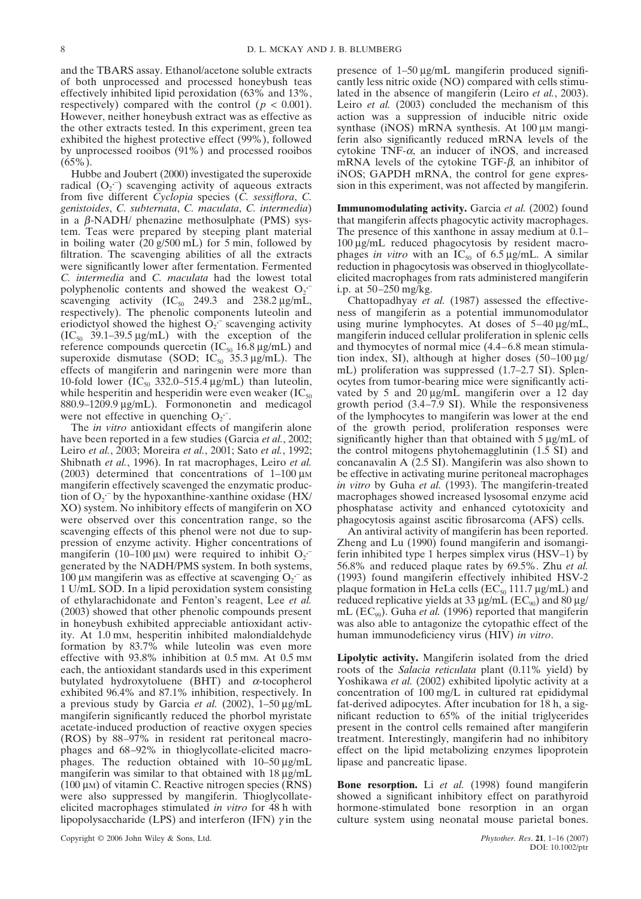and the TBARS assay. Ethanol/acetone soluble extracts of both unprocessed and processed honeybush teas effectively inhibited lipid peroxidation (63% and 13%, respectively) compared with the control ($p < 0.001$). However, neither honeybush extract was as effective as the other extracts tested. In this experiment, green tea exhibited the highest protective effect (99%), followed by unprocessed rooibos (91%) and processed rooibos (65%).

Hubbe and Joubert (2000) investigated the superoxide radical ($O_2^{\cdot-}$) scavenging activity of aqueous extracts from five different *Cyclopia* species (*C. sessiflora*, *C. genistoides*, *C. subternata*, *C. maculata*, *C. intermedia*) in a $\beta$-NADH/ phenazine methosulphate (PMS) system. Teas were prepared by steeping plant material in boiling water (20 g/500 mL) for 5 min, followed by filtration. The scavenging abilities of all the extracts were significantly lower after fermentation. Fermented *C. intermedia* and *C. maculata* had the lowest total polyphenolic contents and showed the weakest $O_2^{\cdot-}$ scavenging activity ($IC_{50}$ 249.3 and 238.2 μg/mL, respectively). The phenolic components luteolin and eriodictyol showed the highest $O_2^{\cdot-}$ scavenging activity ($IC_{50}$ 39.1–39.5 μg/mL) with the exception of the reference compounds quercetin ($IC_{50}$ 16.8 μg/mL) and superoxide dismutase (SOD; $IC_{50}$ 35.3 μg/mL). The effects of mangiferin and naringenin were more than 10-fold lower ($IC_{50}$ 332.0–515.4 μg/mL) than luteolin, while hesperitin and hesperidin were even weaker ($IC_{50}$ 880.9–1209.9 μg/mL). Formononetin and medicagol were not effective in quenching $O_2^{\cdot-}$.

The *in vitro* antioxidant effects of mangiferin alone have been reported in a few studies (Garcia *et al.*, 2002; Leiro *et al.*, 2003; Moreira *et al.*, 2001; Sato *et al.*, 1992; Shibnath *et al.*, 1996). In rat macrophages, Leiro *et al.* (2003) determined that concentrations of 1–100 μM mangiferin effectively scavenged the enzymatic production of $O_2^{\cdot-}$ by the hypoxanthine-xanthine oxidase (HX/XO) system. No inhibitory effects of mangiferin on XO were observed over this concentration range, so the scavenging effects of this phenol were not due to suppression of enzyme activity. Higher concentrations of mangiferin (10–100 μM) were required to inhibit $O_2^{\cdot-}$ generated by the NADH/PMS system. In both systems, 100 μM mangiferin was as effective at scavenging $O_2^{\cdot-}$ as 1 U/mL SOD. In a lipid peroxidation system consisting of ethylarachidonate and Fenton's reagent, Lee *et al.* (2003) showed that other phenolic compounds present in honeybush exhibited appreciable antioxidant activity. At 1.0 mM, hesperitin inhibited malondialdehyde formation by 83.7% while luteolin was even more effective with 93.8% inhibition at 0.5 mM. At 0.5 mM each, the antioxidant standards used in this experiment butylated hydroxytoluene (BHT) and $\alpha$-tocopherol exhibited 96.4% and 87.1% inhibition, respectively. In a previous study by Garcia *et al.* (2002), 1–50 μg/mL mangiferin significantly reduced the phorbol myristate acetate-induced production of reactive oxygen species (ROS) by 88–97% in resident rat peritoneal macrophages and 68–92% in thioglycollate-elicited macrophages. The reduction obtained with 10–50 μg/mL mangiferin was similar to that obtained with 18 μg/mL (100 μM) of vitamin C. Reactive nitrogen species (RNS) were also suppressed by mangiferin. Thioglycollate-elicited macrophages stimulated *in vitro* for 48 h with lipopolysaccharide (LPS) and interferon (IFN) $\gamma$ in the presence of 1–50 μg/mL mangiferin produced significantly less nitric oxide (NO) compared with cells stimulated in the absence of mangiferin (Leiro *et al.*, 2003). Leiro *et al.* (2003) concluded the mechanism of this action was a suppression of inducible nitric oxide synthase (iNOS) mRNA synthesis. At 100 μM mangiferin also significantly reduced mRNA levels of the cytokine TNF-$\alpha$, an inducer of iNOS, and increased mRNA levels of the cytokine TGF-$\beta$, an inhibitor of iNOS; GAPDH mRNA, the control for gene expression in this experiment, was not affected by mangiferin.

**Immunomodulating activity.** Garcia *et al.* (2002) found that mangiferin affects phagocytic activity macrophages. The presence of this xanthone in assay medium at 0.1–100 μg/mL reduced phagocytosis by resident macrophages *in vitro* with an $IC_{50}$ of 6.5 μg/mL. A similar reduction in phagocytosis was observed in thioglycollate-elicited macrophages from rats administered mangiferin i.p. at 50–250 mg/kg.

Chattopadhyay *et al.* (1987) assessed the effectiveness of mangiferin as a potential immunomodulator using murine lymphocytes. At doses of 5–40 μg/mL, mangiferin induced cellular proliferation in splenic cells and thymocytes of normal mice (4.4–6.8 mean stimulation index, SI), although at higher doses (50–100 μg/mL) proliferation was suppressed (1.7–2.7 SI). Splenocytes from tumor-bearing mice were significantly activated by 5 and 20 μg/mL mangiferin over a 12 day growth period (3.4–7.9 SI). While the responsiveness of the lymphocytes to mangiferin was lower at the end of the growth period, proliferation responses were significantly higher than that obtained with 5 μg/mL of the control mitogens phytohemagglutinin (1.5 SI) and concanavalin A (2.5 SI). Mangiferin was also shown to be effective in activating murine peritoneal macrophages *in vitro* by Guha *et al.* (1993). The mangiferin-treated macrophages showed increased lysosomal enzyme acid phosphatase activity and enhanced cytotoxicity and phagocytosis against ascitic fibrosarcoma (AFS) cells.

An antiviral activity of mangiferin has been reported. Zheng and Lu (1990) found mangiferin and isomangiferin inhibited type 1 herpes simplex virus (HSV–1) by 56.8% and reduced plaque rates by 69.5%. Zhu *et al.* (1993) found mangiferin effectively inhibited HSV-2 plaque formation in HeLa cells ($EC_{50}$ 111.7 μg/mL) and reduced replicative yields at 33 μg/mL ($EC_{90}$) and 80 μg/mL ($EC_{99}$). Guha *et al.* (1996) reported that mangiferin was also able to antagonize the cytopathic effect of the human immunodeficiency virus (HIV) *in vitro*.

**Lipolytic activity.** Mangiferin isolated from the dried roots of the *Salacia reticulata* plant (0.11% yield) by Yoshikawa *et al.* (2002) exhibited lipolytic activity at a concentration of 100 mg/L in cultured rat epididymal fat-derived adipocytes. After incubation for 18 h, a significant reduction to 65% of the initial triglycerides present in the control cells remained after mangiferin treatment. Interestingly, mangiferin had no inhibitory effect on the lipid metabolizing enzymes lipoprotein lipase and pancreatic lipase.

**Bone resorption.** Li *et al.* (1998) found mangiferin showed a significant inhibitory effect on parathyroid hormone-stimulated bone resorption in an organ culture system using neonatal mouse parietal bones.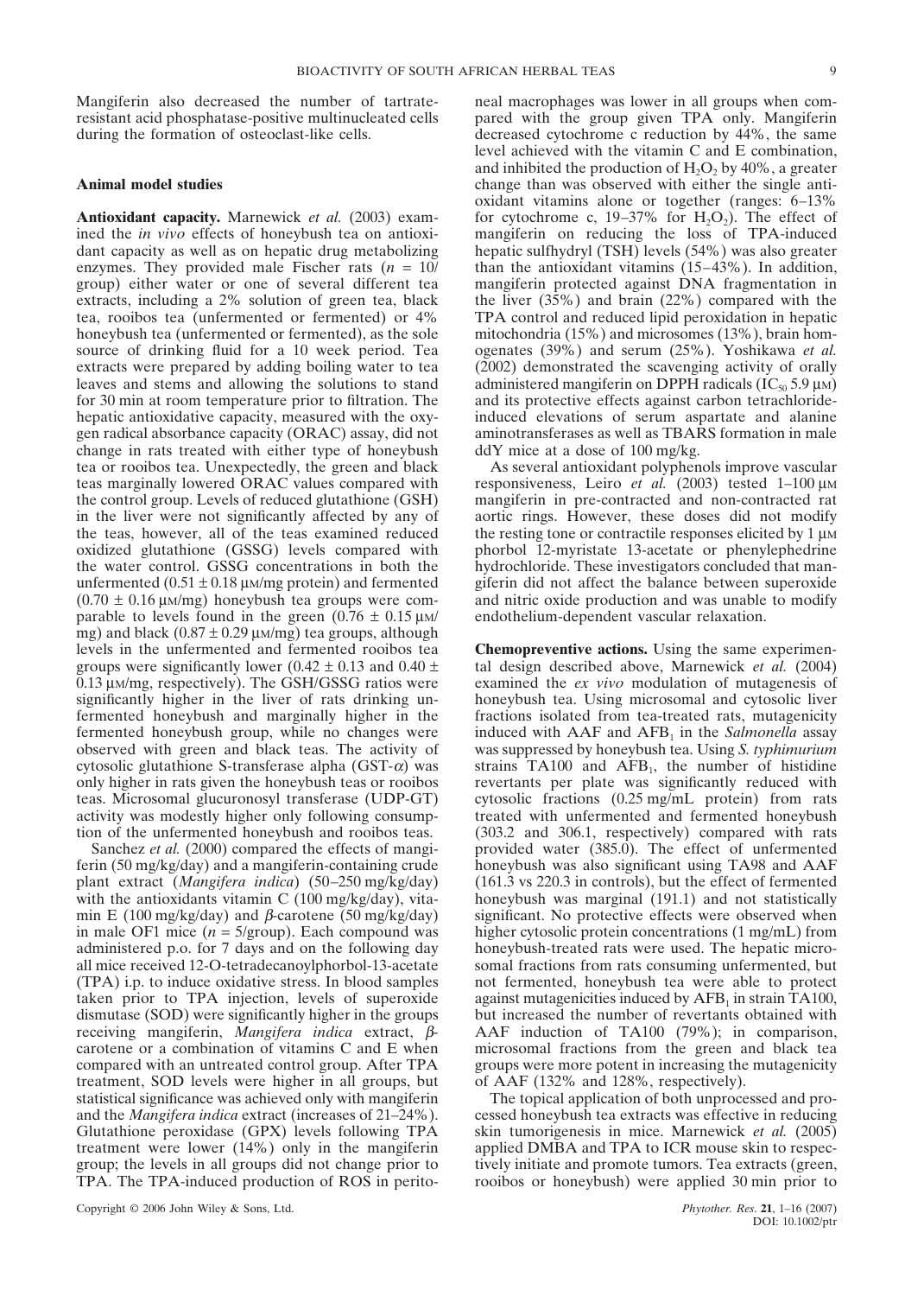Mangiferin also decreased the number of tartrate-resistant acid phosphatase-positive multinucleated cells during the formation of osteoclast-like cells.

### Animal model studies

**Antioxidant capacity.** Marnewick *et al.* (2003) examined the *in vivo* effects of honeybush tea on antioxidant capacity as well as on hepatic drug metabolizing enzymes. They provided male Fischer rats ($n = 10$/group) either water or one of several different tea extracts, including a 2% solution of green tea, black tea, rooibos tea (unfermented or fermented) or 4% honeybush tea (unfermented or fermented), as the sole source of drinking fluid for a 10 week period. Tea extracts were prepared by adding boiling water to tea leaves and stems and allowing the solutions to stand for 30 min at room temperature prior to filtration. The hepatic antioxidative capacity, measured with the oxygen radical absorbance capacity (ORAC) assay, did not change in rats treated with either type of honeybush tea or rooibos tea. Unexpectedly, the green and black teas marginally lowered ORAC values compared with the control group. Levels of reduced glutathione (GSH) in the liver were not significantly affected by any of the teas, however, all of the teas examined reduced oxidized glutathione (GSSG) levels compared with the water control. GSSG concentrations in both the unfermented ($0.51 \pm 0.18$ μM/mg protein) and fermented ($0.70 \pm 0.16$ μM/mg) honeybush tea groups were comparable to levels found in the green ($0.76 \pm 0.15$ μM/mg) and black ($0.87 \pm 0.29$ μM/mg) tea groups, although levels in the unfermented and fermented rooibos tea groups were significantly lower ($0.42 \pm 0.13$ and $0.40 \pm 0.13$ μM/mg, respectively). The GSH/GSSG ratios were significantly higher in the liver of rats drinking unfermented honeybush and marginally higher in the fermented honeybush group, while no changes were observed with green and black teas. The activity of cytosolic glutathione S-transferase alpha (GST-$\alpha$) was only higher in rats given the honeybush teas or rooibos teas. Microsomal glucuronosyl transferase (UDP-GT) activity was modestly higher only following consumption of the unfermented honeybush and rooibos teas.

Sanchez *et al.* (2000) compared the effects of mangiferin (50 mg/kg/day) and a mangiferin-containing crude plant extract (*Mangifera indica*) (50–250 mg/kg/day) with the antioxidants vitamin C (100 mg/kg/day), vitamin E (100 mg/kg/day) and $\beta$-carotene (50 mg/kg/day) in male OF1 mice ($n = 5$/group). Each compound was administered p.o. for 7 days and on the following day all mice received 12-O-tetradecanoylphorbol-13-acetate (TPA) i.p. to induce oxidative stress. In blood samples taken prior to TPA injection, levels of superoxide dismutase (SOD) were significantly higher in the groups receiving mangiferin, *Mangifera indica* extract, $\beta$-carotene or a combination of vitamins C and E when compared with an untreated control group. After TPA treatment, SOD levels were higher in all groups, but statistical significance was achieved only with mangiferin and the *Mangifera indica* extract (increases of 21–24%). Glutathione peroxidase (GPX) levels following TPA treatment were lower (14%) only in the mangiferin group; the levels in all groups did not change prior to TPA. The TPA-induced production of ROS in peritoneal macrophages was lower in all groups when compared with the group given TPA only. Mangiferin decreased cytochrome c reduction by 44%, the same level achieved with the vitamin C and E combination, and inhibited the production of $H_2O_2$ by 40%, a greater change than was observed with either the single antioxidant vitamins alone or together (ranges: 6–13% for cytochrome c, 19–37% for $H_2O_2$). The effect of mangiferin on reducing the loss of TPA-induced hepatic sulfhydryl (TSH) levels (54%) was also greater than the antioxidant vitamins (15–43%). In addition, mangiferin protected against DNA fragmentation in the liver (35%) and brain (22%) compared with the TPA control and reduced lipid peroxidation in hepatic mitochondria (15%) and microsomes (13%), brain homogenates (39%) and serum (25%). Yoshikawa *et al.* (2002) demonstrated the scavenging activity of orally administered mangiferin on DPPH radicals ($IC_{50}$ 5.9 μM) and its protective effects against carbon tetrachloride-induced elevations of serum aspartate and alanine aminotransferases as well as TBARS formation in male ddY mice at a dose of 100 mg/kg.

As several antioxidant polyphenols improve vascular responsiveness, Leiro *et al.* (2003) tested 1–100 μM mangiferin in pre-contracted and non-contracted rat aortic rings. However, these doses did not modify the resting tone or contractile responses elicited by 1 μM phorbol 12-myristate 13-acetate or phenylephedrine hydrochloride. These investigators concluded that mangiferin did not affect the balance between superoxide and nitric oxide production and was unable to modify endothelium-dependent vascular relaxation.

**Chemopreventive actions.** Using the same experimental design described above, Marnewick *et al.* (2004) examined the *ex vivo* modulation of mutagenesis of honeybush tea. Using microsomal and cytosolic liver fractions isolated from tea-treated rats, mutagenicity induced with AAF and $AFB_1$ in the *Salmonella* assay was suppressed by honeybush tea. Using *S. typhimurium* strains TA100 and $AFB_1$, the number of histidine revertants per plate was significantly reduced with cytosolic fractions (0.25 mg/mL protein) from rats treated with unfermented and fermented honeybush (303.2 and 306.1, respectively) compared with rats provided water (385.0). The effect of unfermented honeybush was also significant using TA98 and AAF (161.3 vs 220.3 in controls), but the effect of fermented honeybush was marginal (191.1) and not statistically significant. No protective effects were observed when higher cytosolic protein concentrations (1 mg/mL) from honeybush-treated rats were used. The hepatic microsomal fractions from rats consuming unfermented, but not fermented, honeybush tea were able to protect against mutagenicities induced by $AFB_1$ in strain TA100, but increased the number of revertants obtained with AAF induction of TA100 (79%); in comparison, microsomal fractions from the green and black tea groups were more potent in increasing the mutagenicity of AAF (132% and 128%, respectively).

The topical application of both unprocessed and processed honeybush tea extracts was effective in reducing skin tumorigenesis in mice. Marnewick *et al.* (2005) applied DMBA and TPA to ICR mouse skin to respectively initiate and promote tumors. Tea extracts (green, rooibos or honeybush) were applied 30 min prior to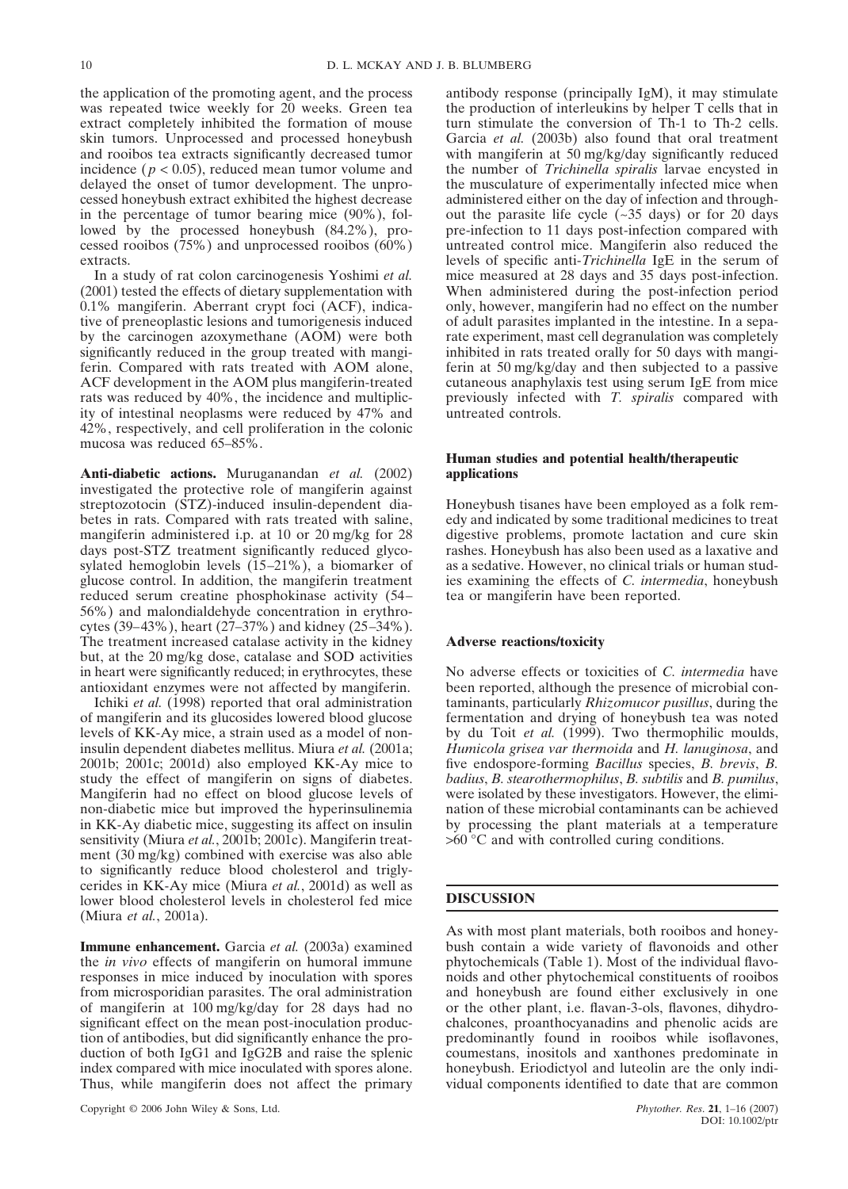the application of the promoting agent, and the process was repeated twice weekly for 20 weeks. Green tea extract completely inhibited the formation of mouse skin tumors. Unprocessed and processed honeybush and rooibos tea extracts significantly decreased tumor incidence ($p < 0.05$), reduced mean tumor volume and delayed the onset of tumor development. The unprocessed honeybush extract exhibited the highest decrease in the percentage of tumor bearing mice (90%), followed by the processed honeybush (84.2%), processed rooibos (75%) and unprocessed rooibos (60%) extracts.

In a study of rat colon carcinogenesis Yoshimi *et al.* (2001) tested the effects of dietary supplementation with 0.1% mangiferin. Aberrant crypt foci (ACF), indicative of preneoplastic lesions and tumorigenesis induced by the carcinogen azoxymethane (AOM) were both significantly reduced in the group treated with mangiferin. Compared with rats treated with AOM alone, ACF development in the AOM plus mangiferin-treated rats was reduced by 40%, the incidence and multiplicity of intestinal neoplasms were reduced by 47% and 42%, respectively, and cell proliferation in the colonic mucosa was reduced 65–85%.

**Anti-diabetic actions.** Muruganandan *et al.* (2002) investigated the protective role of mangiferin against streptozotocin (STZ)-induced insulin-dependent diabetes in rats. Compared with rats treated with saline, mangiferin administered i.p. at 10 or 20 mg/kg for 28 days post-STZ treatment significantly reduced glycosylated hemoglobin levels (15–21%), a biomarker of glucose control. In addition, the mangiferin treatment reduced serum creatine phosphokinase activity (54–56%) and malondialdehyde concentration in erythrocytes (39–43%), heart (27–37%) and kidney (25–34%). The treatment increased catalase activity in the kidney but, at the 20 mg/kg dose, catalase and SOD activities in heart were significantly reduced; in erythrocytes, these antioxidant enzymes were not affected by mangiferin.

Ichiki *et al.* (1998) reported that oral administration of mangiferin and its glucosides lowered blood glucose levels of KK-Ay mice, a strain used as a model of non-insulin dependent diabetes mellitus. Miura *et al.* (2001a; 2001b; 2001c; 2001d) also employed KK-Ay mice to study the effect of mangiferin on signs of diabetes. Mangiferin had no effect on blood glucose levels of non-diabetic mice but improved the hyperinsulinemia in KK-Ay diabetic mice, suggesting its affect on insulin sensitivity (Miura *et al.*, 2001b; 2001c). Mangiferin treatment (30 mg/kg) combined with exercise was also able to significantly reduce blood cholesterol and triglycerides in KK-Ay mice (Miura *et al.*, 2001d) as well as lower blood cholesterol levels in cholesterol fed mice (Miura *et al.*, 2001a).

**Immune enhancement.** Garcia *et al.* (2003a) examined the *in vivo* effects of mangiferin on humoral immune responses in mice induced by inoculation with spores from microsporidian parasites. The oral administration of mangiferin at 100 mg/kg/day for 28 days had no significant effect on the mean post-inoculation production of antibodies, but did significantly enhance the production of both IgG1 and IgG2B and raise the splenic index compared with mice inoculated with spores alone. Thus, while mangiferin does not affect the primary antibody response (principally IgM), it may stimulate the production of interleukins by helper T cells that in turn stimulate the conversion of Th-1 to Th-2 cells. Garcia *et al.* (2003b) also found that oral treatment with mangiferin at 50 mg/kg/day significantly reduced the number of *Trichinella spiralis* larvae encysted in the musculature of experimentally infected mice when administered either on the day of infection and throughout the parasite life cycle (~35 days) or for 20 days pre-infection to 11 days post-infection compared with untreated control mice. Mangiferin also reduced the levels of specific anti-*Trichinella* IgE in the serum of mice measured at 28 days and 35 days post-infection. When administered during the post-infection period only, however, mangiferin had no effect on the number of adult parasites implanted in the intestine. In a separate experiment, mast cell degranulation was completely inhibited in rats treated orally for 50 days with mangiferin at 50 mg/kg/day and then subjected to a passive cutaneous anaphylaxis test using serum IgE from mice previously infected with *T. spiralis* compared with untreated controls.

### Human studies and potential health/therapeutic applications

Honeybush tisanes have been employed as a folk remedy and indicated by some traditional medicines to treat digestive problems, promote lactation and cure skin rashes. Honeybush has also been used as a laxative and as a sedative. However, no clinical trials or human studies examining the effects of *C. intermedia*, honeybush tea or mangiferin have been reported.

### Adverse reactions/toxicity

No adverse effects or toxicities of *C. intermedia* have been reported, although the presence of microbial contaminants, particularly *Rhizomucor pusillus*, during the fermentation and drying of honeybush tea was noted by du Toit *et al.* (1999). Two thermophilic moulds, *Humicola grisea var thermoida* and *H. lanuginosa*, and five endospore-forming *Bacillus* species, *B. brevis*, *B. badius*, *B. stearothermophilus*, *B. subtilis* and *B. pumilus*, were isolated by these investigators. However, the elimination of these microbial contaminants can be achieved by processing the plant materials at a temperature >60 °C and with controlled curing conditions.

## DISCUSSION

As with most plant materials, both rooibos and honeybush contain a wide variety of flavonoids and other phytochemicals (Table 1). Most of the individual flavonoids and other phytochemical constituents of rooibos and honeybush are found either exclusively in one or the other plant, i.e. flavan-3-ols, flavones, dihydrochalcones, proanthocyanadins and phenolic acids are predominantly found in rooibos while isoflavones, coumestans, inositols and xanthones predominate in honeybush. Eriodictyol and luteolin are the only individual components identified to date that are common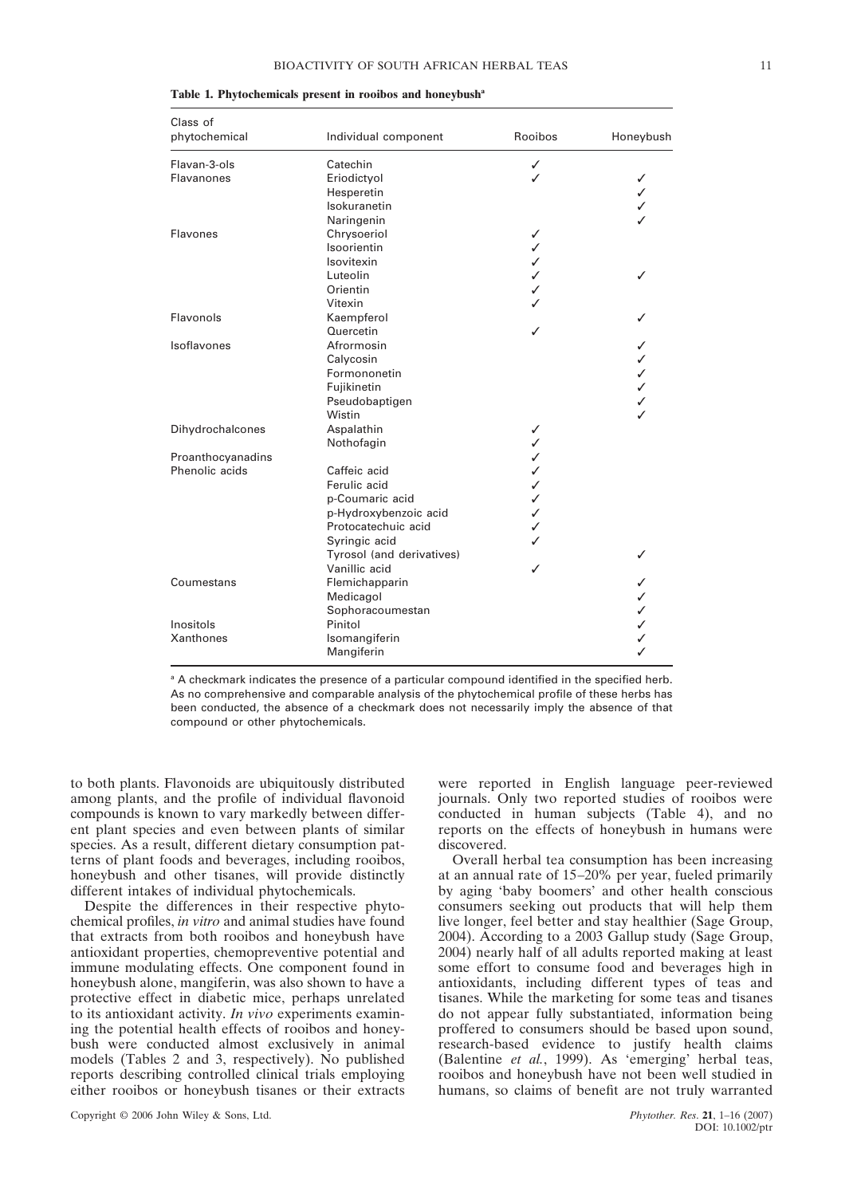**Table 1. Phytochemicals present in rooibos and honeybush[a]**

| Class of phytochemical | Individual component | Rooibos | Honeybush |
|---|---|---|---|
| Flavan-3-ols | Catechin | ✓ | |
| Flavanones | Eriodictyol | ✓ | ✓ |
| | Hesperetin | | ✓ |
| | Isokuranetin | | ✓ |
| | Naringenin | | ✓ |
| Flavones | Chrysoeriol | ✓ | |
| | Isoorientin | ✓ | |
| | Isovitexin | ✓ | |
| | Luteolin | ✓ | ✓ |
| | Orientin | ✓ | |
| | Vitexin | ✓ | |
| Flavonols | Kaempferol | | ✓ |
| | Quercetin | ✓ | |
| Isoflavones | Afrormosin | | ✓ |
| | Calycosin | | ✓ |
| | Formononetin | | ✓ |
| | Fujikinetin | | ✓ |
| | Pseudobaptigen | | ✓ |
| | Wistin | | ✓ |
| Dihydrochalcones | Aspalathin | ✓ | |
| | Nothofagin | ✓ | |
| Proanthocyanadins | | ✓ | |
| Phenolic acids | Caffeic acid | ✓ | |
| | Ferulic acid | ✓ | |
| | p-Coumaric acid | ✓ | |
| | p-Hydroxybenzoic acid | ✓ | |
| | Protocatechuic acid | ✓ | |
| | Syringic acid | ✓ | |
| | Tyrosol (and derivatives) | | ✓ |
| | Vanillic acid | ✓ | |
| Coumestans | Flemichapparin | | ✓ |
| | Medicagol | | ✓ |
| | Sophoracoumestan | | ✓ |
| Inositols | Pinitol | | ✓ |
| Xanthones | Isomangiferin | | ✓ |
| | Mangiferin | | ✓ |

[a] A checkmark indicates the presence of a particular compound identified in the specified herb. As no comprehensive and comparable analysis of the phytochemical profile of these herbs has been conducted, the absence of a checkmark does not necessarily imply the absence of that compound or other phytochemicals.

to both plants. Flavonoids are ubiquitously distributed among plants, and the profile of individual flavonoid compounds is known to vary markedly between different plant species and even between plants of similar species. As a result, different dietary consumption patterns of plant foods and beverages, including rooibos, honeybush and other tisanes, will provide distinctly different intakes of individual phytochemicals.

Despite the differences in their respective phytochemical profiles, *in vitro* and animal studies have found that extracts from both rooibos and honeybush have antioxidant properties, chemopreventive potential and immune modulating effects. One component found in honeybush alone, mangiferin, was also shown to have a protective effect in diabetic mice, perhaps unrelated to its antioxidant activity. *In vivo* experiments examining the potential health effects of rooibos and honeybush were conducted almost exclusively in animal models (Tables 2 and 3, respectively). No published reports describing controlled clinical trials employing either rooibos or honeybush tisanes or their extracts were reported in English language peer-reviewed journals. Only two reported studies of rooibos were conducted in human subjects (Table 4), and no reports on the effects of honeybush in humans were discovered.

Overall herbal tea consumption has been increasing at an annual rate of 15–20% per year, fueled primarily by aging 'baby boomers' and other health conscious consumers seeking out products that will help them live longer, feel better and stay healthier (Sage Group, 2004). According to a 2003 Gallup study (Sage Group, 2004) nearly half of all adults reported making at least some effort to consume food and beverages high in antioxidants, including different types of teas and tisanes. While the marketing for some teas and tisanes do not appear fully substantiated, information being proffered to consumers should be based upon sound, research-based evidence to justify health claims (Balentine *et al.*, 1999). As 'emerging' herbal teas, rooibos and honeybush have not been well studied in humans, so claims of benefit are not truly warranted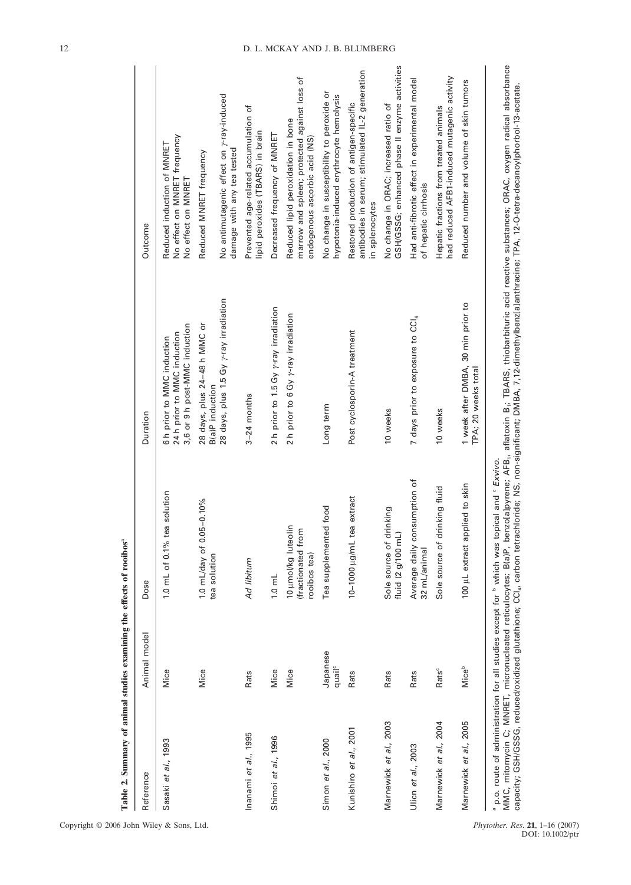**Table 2. Summary of animal studies examining the effects of rooibos**[a]

| Reference | Animal model | Dose | Duration | Outcome |
|---|---|---|---|---|
| Sasaki *et al.*, 1993 | Mice | 1.0 mL of 0.1% tea solution | 6 h prior to MMC induction<br>24 h prior to MMC induction<br>3,6 or 9 h post-MMC induction | Reduced induction of MNRET<br>No effect on MNRET frequency<br>No effect on MNRET |
| | Mice | 1.0 mL/day of 0.05–0.10% tea solution | 28 days, plus 24–48 h MMC or B(a)P induction | Reduced MNRET frequency |
| | | | 28 days, plus 1.5 Gy γ-ray irradiation | No antimutagenic effect on γ-ray-induced damage with any tea tested |
| Inanami *et al.*, 1995 | Rats | *Ad libitum* | 3–24 months | Prevented age-related accumulation of lipid peroxides (TBARS) in brain |
| Shimoi *et al.*, 1996 | Mice | 1.0 mL | 2 h prior to 1.5 Gy γ-ray irradiation | Decreased frequency of MNRET |
| | Mice | 10 μmol/kg luteolin (fractionated from rooibos tea) | 2 h prior to 6 Gy γ-ray irradiation | Reduced lipid peroxidation in bone marrow and spleen; protected against loss of endogenous ascorbic acid (NS) |
| Simon *et al.*, 2000 | Japanese quail[c] | Tea supplemented food | Long term | No change in susceptibility to peroxide or hypotonia-induced erythrocyte hemolysis |
| Kunishiro *et al.*, 2001 | Rats | 10–1000 μg/mL tea extract | Post cyclosporin-A treatment | Restored production of antigen-specific antibodies in serum; stimulated IL-2 generation in splenocytes |
| Marnewick *et al.*, 2003 | Rats | Sole source of drinking fluid (2 g/100 mL) | 10 weeks | No change in ORAC; increased ratio of GSH/GSSG; enhanced phase II enzyme activities |
| Ulicn *et al.*, 2003 | Rats | Average daily consumption of 32 mL/animal | 7 days prior to exposure to $CCl_4$ | Had anti-fibrotic effect in experimental model of hepatic cirrhosis |
| Marnewick *et al.*, 2004 | Rats[c] | Sole source of drinking fluid | 10 weeks | Hepatic fractions from treated animals had reduced AFB1-induced mutagenic activity |
| Marnewick *et al.*, 2005 | Mice[b] | 100 μL extract applied to skin | 1 week after DMBA, 30 min prior to TPA; 20 weeks total | Reduced number and volume of skin tumors |

[a] p.o. route of administration for all studies except for [b] which was topical and [c] *Exvivo*.
MMC, mitomycin C; MNRET, micronucleated reticulocytes; B(a)P, benzo[a]pyrene; $AFB_1$, aflatoxin $B_1$; TBARS, thiobarbituric acid reactive substances; ORAC, oxygen radical absorbance capacity; GSH/GSSG, reduced/oxidized glutathione; $CCl_4$, carbon tetrachloride; NS, non-significant; DMBA, 7,12-dimethylbenz[a]anthracine; TPA, 12-O-tetra-decanoylphorbol-13-acetate.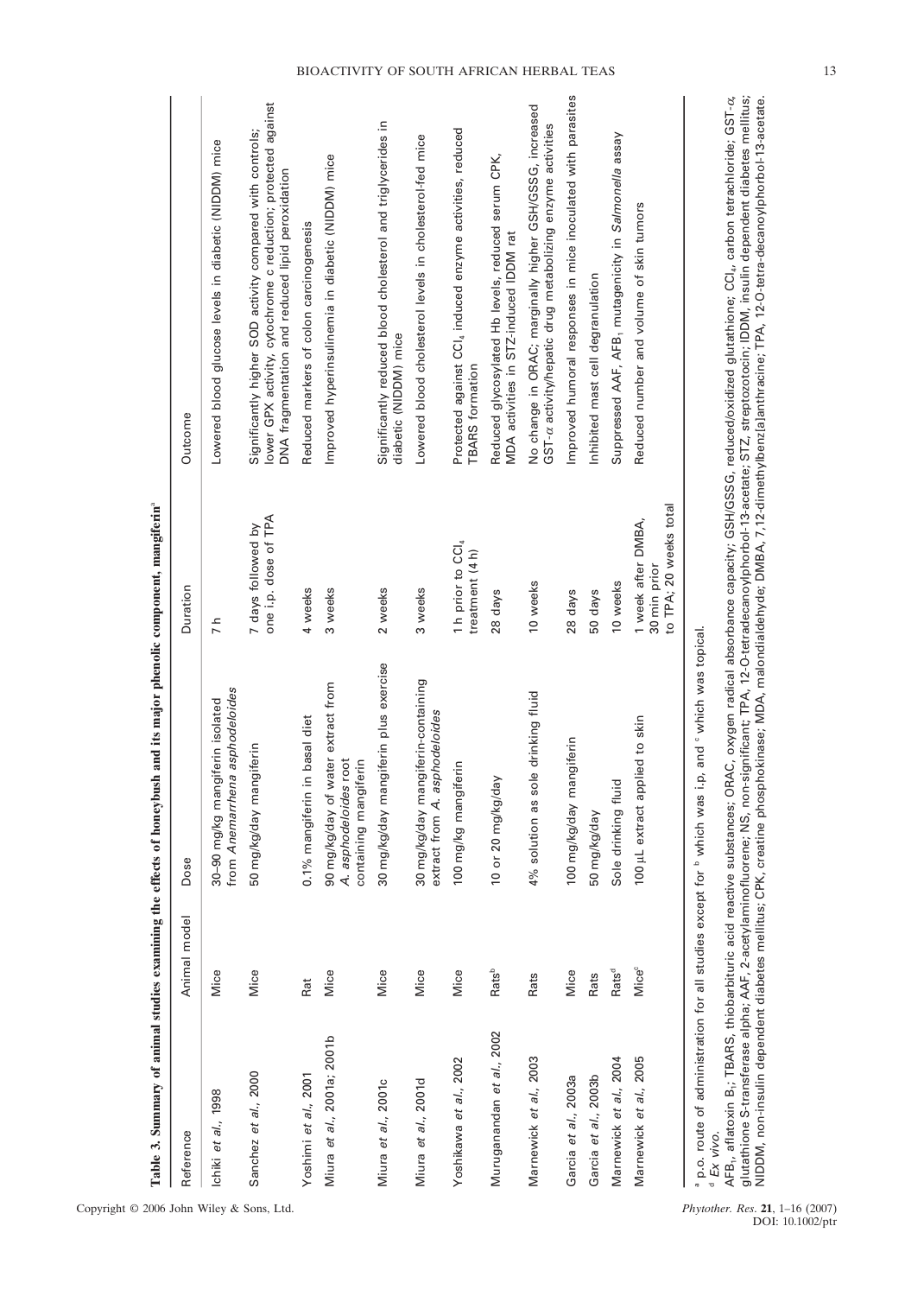**Table 3. Summary of animal studies examining the effects of honeybush and its major phenolic component, mangiferin[a]**

| Reference | Animal model | Dose | Duration | Outcome |
|---|---|---|---|---|
| Ichiki *et al*., 1998 | Mice | 30–90 mg/kg mangiferin isolated from *Anemarrhena asphodeloides* | 7 h | Lowered blood glucose levels in diabetic (NIDDM) mice |
| Sanchez *et al*., 2000 | Mice | 50 mg/kg/day mangiferin | 7 days followed by one i.p. dose of TPA | Significantly higher SOD activity compared with controls; lower GPX activity, cytochrome c reduction; protected against DNA fragmentation and reduced lipid peroxidation |
| Yoshimi *et al*., 2001 | Rat | 0.1% mangiferin in basal diet | 4 weeks | Reduced markers of colon carcinogenesis |
| Miura *et al*., 2001a; 2001b | Mice | 90 mg/kg/day of water extract from *A. asphodeloides* root containing mangiferin | 3 weeks | Improved hyperinsulinemia in diabetic (NIDDM) mice |
| Miura *et al*., 2001c | Mice | 30 mg/kg/day mangiferin plus exercise | 2 weeks | Significantly reduced blood cholesterol and triglycerides in diabetic (NIDDM) mice |
| Miura *et al*., 2001d | Mice | 30 mg/kg/day mangiferin-containing extract from *A. asphodeloides* | 3 weeks | Lowered blood cholesterol levels in cholesterol-fed mice |
| Yoshikawa *et al*., 2002 | Mice | 100 mg/kg mangiferin | 1 h prior to $CCl_4$ treatment (4 h) | Protected against $CCl_4$ induced enzyme activities, reduced TBARS formation |
| Muruganandan *et al*., 2002 | Rats[b] | 10 or 20 mg/kg/day | 28 days | Reduced glycosylated Hb levels, reduced serum CPK, MDA activities in STZ-induced IDDM rat |
| Marnewick *et al*., 2003 | Rats | 4% solution as sole drinking fluid | 10 weeks | No change in ORAC; marginally higher GSH/GSSG, increased GST-$\alpha$ activity/hepatic drug metabolizing enzyme activities |
| Garcia *et al*., 2003a | Mice | 100 mg/kg/day mangiferin | 28 days | Improved humoral responses in mice inoculated with parasites |
| Garcia *et al*., 2003b | Rats | 50 mg/kg/day | 50 days | Inhibited mast cell degranulation |
| Marnewick *et al*., 2004 | Rats[d] | Sole drinking fluid | 10 weeks | Suppressed AAF, $AFB_1$ mutagenicity in *Salmonella* assay |
| Marnewick *et al*., 2005 | Mice[c] | 100 µL extract applied to skin | 1 week after DMBA, 30 min prior to TPA; 20 weeks total | Reduced number and volume of skin tumors |

[a] p.o. route of administration for all studies except for [b] which was i.p, and [c] which was topical.
[d] *Ex vivo*.

$AFB_1$, aflatoxin $B_1$; TBARS, thiobarbituric acid reactive substances; ORAC, oxygen radical absorbance capacity; GSH/GSSG, reduced/oxidized glutathione; $CCl_4$, carbon tetrachloride; GST-$\alpha$, glutathione S-transferase alpha; AAF, 2-acetylaminofluorene; NS, non-significant; TPA, 12-O-tetradecanoylphorbol-13-acetate; STZ, streptozotocin; IDDM, insulin dependent diabetes mellitus; NIDDM, non-insulin dependent diabetes mellitus; CPK, creatine phosphokinase; MDA, malondialdehyde; DMBA, 7,12-dimethylbenz[a]anthracine; TPA, 12-O-tetra-decanoylphorbol-13-acetate.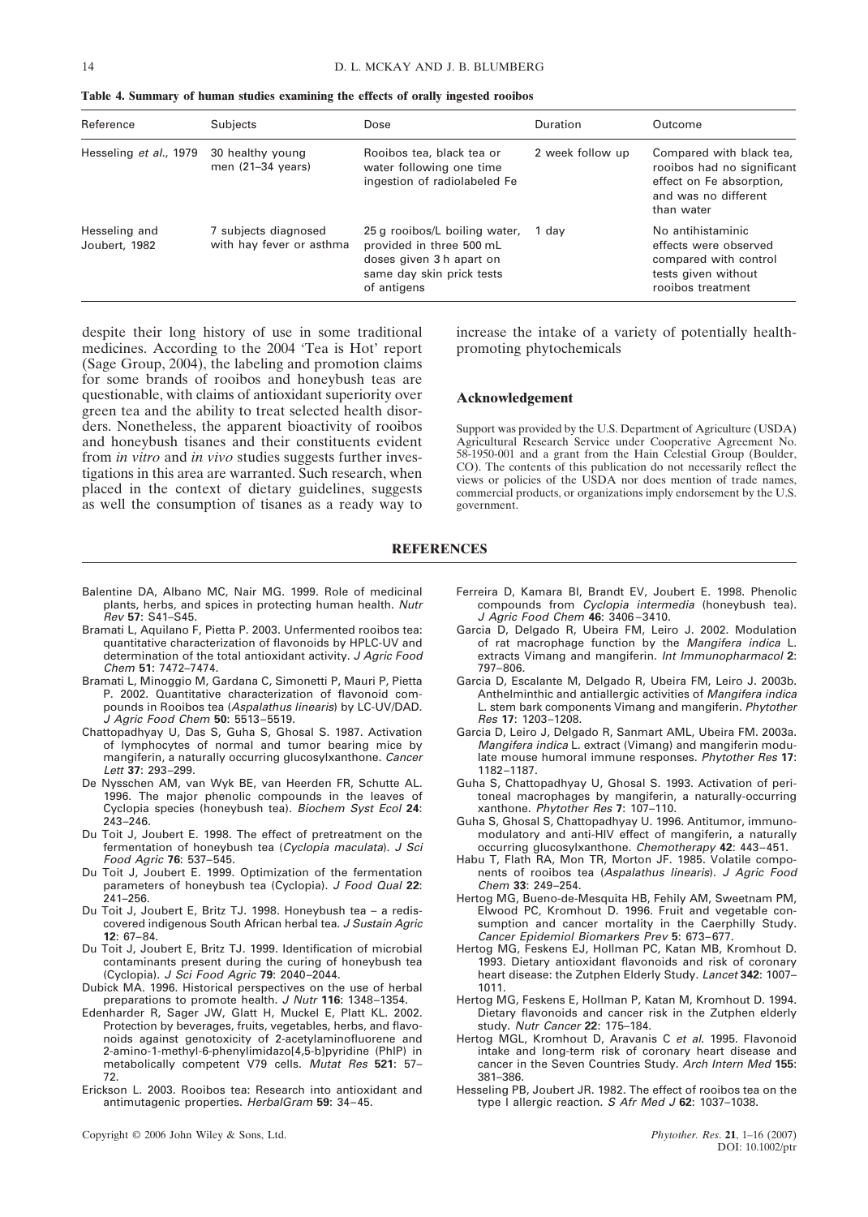**Table 4. Summary of human studies examining the effects of orally ingested rooibos**

| Reference | Subjects | Dose | Duration | Outcome |
|---|---|---|---|---|
| Hesseling *et al.*, 1979 | 30 healthy young men (21–34 years) | Rooibos tea, black tea or water following one time ingestion of radiolabeled Fe | 2 week follow up | Compared with black tea, rooibos had no significant effect on Fe absorption, and was no different than water |
| Hesseling and Joubert, 1982 | 7 subjects diagnosed with hay fever or asthma | 25 g rooibos/L boiling water, provided in three 500 mL doses given 3 h apart on same day skin prick tests of antigens | 1 day | No antihistaminic effects were observed compared with control tests given without rooibos treatment |

despite their long history of use in some traditional medicines. According to the 2004 'Tea is Hot' report (Sage Group, 2004), the labeling and promotion claims for some brands of rooibos and honeybush teas are questionable, with claims of antioxidant superiority over green tea and the ability to treat selected health disorders. Nonetheless, the apparent bioactivity of rooibos and honeybush tisanes and their constituents evident from *in vitro* and *in vivo* studies suggests further investigations in this area are warranted. Such research, when placed in the context of dietary guidelines, suggests as well the consumption of tisanes as a ready way to increase the intake of a variety of potentially health-promoting phytochemicals

## Acknowledgement

Support was provided by the U.S. Department of Agriculture (USDA) Agricultural Research Service under Cooperative Agreement No. 58-1950-001 and a grant from the Hain Celestial Group (Boulder, CO). The contents of this publication do not necessarily reflect the views or policies of the USDA nor does mention of trade names, commercial products, or organizations imply endorsement by the U.S. government.

## REFERENCES

Balentine DA, Albano MC, Nair MG. 1999. Role of medicinal plants, herbs, and spices in protecting human health. *Nutr Rev* **57**: S41–S45.

Bramati L, Aquilano F, Pietta P. 2003. Unfermented rooibos tea: quantitative characterization of flavonoids by HPLC-UV and determination of the total antioxidant activity. *J Agric Food Chem* **51**: 7472–7474.

Bramati L, Minoggio M, Gardana C, Simonetti P, Mauri P, Pietta P. 2002. Quantitative characterization of flavonoid compounds in Rooibos tea (*Aspalathus linearis*) by LC-UV/DAD. *J Agric Food Chem* **50**: 5513–5519.

Chattopadhyay U, Das S, Guha S, Ghosal S. 1987. Activation of lymphocytes of normal and tumor bearing mice by mangiferin, a naturally occurring glucosylxanthone. *Cancer Lett* **37**: 293–299.

De Nysschen AM, van Wyk BE, van Heerden FR, Schutte AL. 1996. The major phenolic compounds in the leaves of Cyclopia species (honeybush tea). *Biochem Syst Ecol* **24**: 243–246.

Du Toit J, Joubert E. 1998. The effect of pretreatment on the fermentation of honeybush tea (*Cyclopia maculata*). *J Sci Food Agric* **76**: 537–545.

Du Toit J, Joubert E. 1999. Optimization of the fermentation parameters of honeybush tea (Cyclopia). *J Food Qual* **22**: 241–256.

Du Toit J, Joubert E, Britz TJ. 1998. Honeybush tea – a rediscovered indigenous South African herbal tea. *J Sustain Agric* **12**: 67–84.

Du Toit J, Joubert E, Britz TJ. 1999. Identification of microbial contaminants present during the curing of honeybush tea (Cyclopia). *J Sci Food Agric* **79**: 2040–2044.

Dubick MA. 1996. Historical perspectives on the use of herbal preparations to promote health. *J Nutr* **116**: 1348–1354.

Edenharder R, Sager JW, Glatt H, Muckel E, Platt KL. 2002. Protection by beverages, fruits, vegetables, herbs, and flavonoids against genotoxicity of 2-acetylaminofluorene and 2-amino-1-methyl-6-phenylimidazo[4,5-b]pyridine (PhIP) in metabolically competent V79 cells. *Mutat Res* **521**: 57–72.

Erickson L. 2003. Rooibos tea: Research into antioxidant and antimutagenic properties. *HerbalGram* **59**: 34–45.

Ferreira D, Kamara BI, Brandt EV, Joubert E. 1998. Phenolic compounds from *Cyclopia intermedia* (honeybush tea). *J Agric Food Chem* **46**: 3406–3410.

Garcia D, Delgado R, Ubeira FM, Leiro J. 2002. Modulation of rat macrophage function by the *Mangifera indica* L. extracts Vimang and mangiferin. *Int Immunopharmacol* **2**: 797–806.

Garcia D, Escalante M, Delgado R, Ubeira FM, Leiro J. 2003b. Anthelminthic and antiallergic activities of *Mangifera indica* L. stem bark components Vimang and mangiferin. *Phytother Res* **17**: 1203–1208.

Garcia D, Leiro J, Delgado R, Sanmart AML, Ubeira FM. 2003a. *Mangifera indica* L. extract (Vimang) and mangiferin modulate mouse humoral immune responses. *Phytother Res* **17**: 1182–1187.

Guha S, Chattopadhyay U, Ghosal S. 1993. Activation of peritoneal macrophages by mangiferin, a naturally-occurring xanthone. *Phytother Res* **7**: 107–110.

Guha S, Ghosal S, Chattopadhyay U. 1996. Antitumor, immunomodulatory and anti-HIV effect of mangiferin, a naturally occurring glucosylxanthone. *Chemotherapy* **42**: 443–451.

Habu T, Flath RA, Mon TR, Morton JF. 1985. Volatile components of rooibos tea (*Aspalathus linearis*). *J Agric Food Chem* **33**: 249–254.

Hertog MG, Bueno-de-Mesquita HB, Fehily AM, Sweetnam PM, Elwood PC, Kromhout D. 1996. Fruit and vegetable consumption and cancer mortality in the Caerphilly Study. *Cancer Epidemiol Biomarkers Prev* **5**: 673–677.

Hertog MG, Feskens EJ, Hollman PC, Katan MB, Kromhout D. 1993. Dietary antioxidant flavonoids and risk of coronary heart disease: the Zutphen Elderly Study. *Lancet* **342**: 1007–1011.

Hertog MG, Feskens E, Hollman P, Katan M, Kromhout D. 1994. Dietary flavonoids and cancer risk in the Zutphen elderly study. *Nutr Cancer* **22**: 175–184.

Hertog MGL, Kromhout D, Aravanis C *et al.* 1995. Flavonoid intake and long-term risk of coronary heart disease and cancer in the Seven Countries Study. *Arch Intern Med* **155**: 381–386.

Hesseling PB, Joubert JR. 1982. The effect of rooibos tea on the type I allergic reaction. *S Afr Med J* **62**: 1037–1038.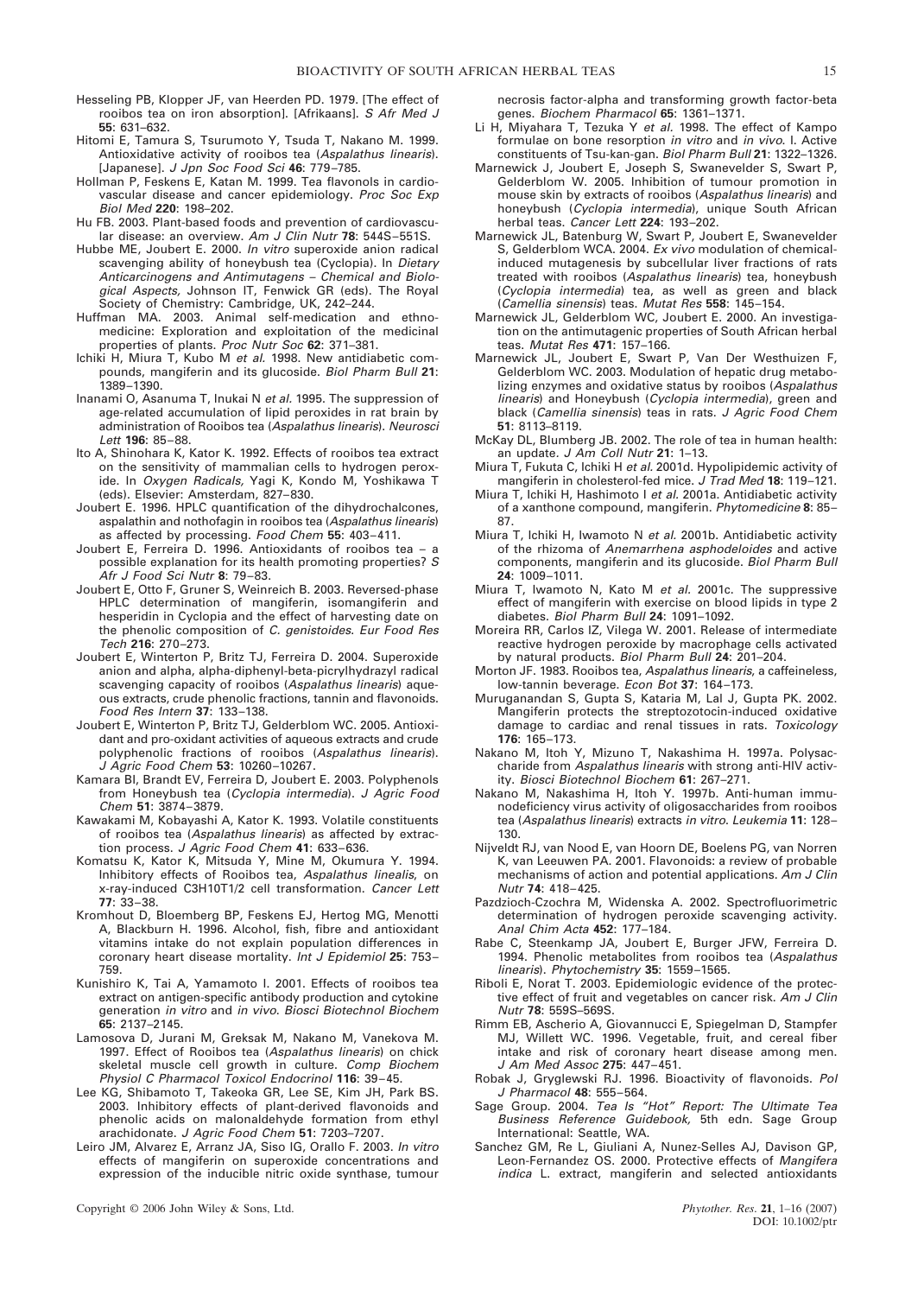Hesseling PB, Klopper JF, van Heerden PD. 1979. [The effect of rooibos tea on iron absorption]. [Afrikaans]. *S Afr Med J* **55**: 631–632.

Hitomi E, Tamura S, Tsurumoto Y, Tsuda T, Nakano M. 1999. Antioxidative activity of rooibos tea (*Aspalathus linearis*). [Japanese]. *J Jpn Soc Food Sci* **46**: 779–785.

Hollman P, Feskens E, Katan M. 1999. Tea flavonols in cardiovascular disease and cancer epidemiology. *Proc Soc Exp Biol Med* **220**: 198–202.

Hu FB. 2003. Plant-based foods and prevention of cardiovascular disease: an overview. *Am J Clin Nutr* **78**: 544S–551S.

Hubbe ME, Joubert E. 2000. *In vitro* superoxide anion radical scavenging ability of honeybush tea (Cyclopia). In *Dietary Anticarcinogens and Antimutagens – Chemical and Biological Aspects,* Johnson IT, Fenwick GR (eds). The Royal Society of Chemistry: Cambridge, UK, 242–244.

Huffman MA. 2003. Animal self-medication and ethnomedicine: Exploration and exploitation of the medicinal properties of plants. *Proc Nutr Soc* **62**: 371–381.

Ichiki H, Miura T, Kubo M *et al.* 1998. New antidiabetic compounds, mangiferin and its glucoside. *Biol Pharm Bull* **21**: 1389–1390.

Inanami O, Asanuma T, Inukai N *et al.* 1995. The suppression of age-related accumulation of lipid peroxides in rat brain by administration of Rooibos tea (*Aspalathus linearis*). *Neurosci Lett* **196**: 85–88.

Ito A, Shinohara K, Kator K. 1992. Effects of rooibos tea extract on the sensitivity of mammalian cells to hydrogen peroxide. In *Oxygen Radicals,* Yagi K, Kondo M, Yoshikawa T (eds). Elsevier: Amsterdam, 827–830.

Joubert E. 1996. HPLC quantification of the dihydrochalcones, aspalathin and nothofagin in rooibos tea (*Aspalathus linearis*) as affected by processing. *Food Chem* **55**: 403–411.

Joubert E, Ferreira D. 1996. Antioxidants of rooibos tea – a possible explanation for its health promoting properties? *S Afr J Food Sci Nutr* **8**: 79–83.

Joubert E, Otto F, Gruner S, Weinreich B. 2003. Reversed-phase HPLC determination of mangiferin, isomangiferin and hesperidin in Cyclopia and the effect of harvesting date on the phenolic composition of *C. genistoides*. *Eur Food Res Tech* **216**: 270–273.

Joubert E, Winterton P, Britz TJ, Ferreira D. 2004. Superoxide anion and alpha, alpha-diphenyl-beta-picrylhydrazyl radical scavenging capacity of rooibos (*Aspalathus linearis*) aqueous extracts, crude phenolic fractions, tannin and flavonoids. *Food Res Intern* **37**: 133–138.

Joubert E, Winterton P, Britz TJ, Gelderblom WC. 2005. Antioxidant and pro-oxidant activities of aqueous extracts and crude polyphenolic fractions of rooibos (*Aspalathus linearis*). *J Agric Food Chem* **53**: 10260–10267.

Kamara BI, Brandt EV, Ferreira D, Joubert E. 2003. Polyphenols from Honeybush tea (*Cyclopia intermedia*). *J Agric Food Chem* **51**: 3874–3879.

Kawakami M, Kobayashi A, Kator K. 1993. Volatile constituents of rooibos tea (*Aspalathus linearis*) as affected by extraction process. *J Agric Food Chem* **41**: 633–636.

Komatsu K, Kator K, Mitsuda Y, Mine M, Okumura Y. 1994. Inhibitory effects of Rooibos tea, *Aspalathus linealis*, on x-ray-induced C3H10T1/2 cell transformation. *Cancer Lett* **77**: 33–38.

Kromhout D, Bloemberg BP, Feskens EJ, Hertog MG, Menotti A, Blackburn H. 1996. Alcohol, fish, fibre and antioxidant vitamins intake do not explain population differences in coronary heart disease mortality. *Int J Epidemiol* **25**: 753–759.

Kunishiro K, Tai A, Yamamoto I. 2001. Effects of rooibos tea extract on antigen-specific antibody production and cytokine generation *in vitro* and *in vivo*. *Biosci Biotechnol Biochem* **65**: 2137–2145.

Lamosova D, Jurani M, Greksak M, Nakano M, Vanekova M. 1997. Effect of Rooibos tea (*Aspalathus linearis*) on chick skeletal muscle cell growth in culture. *Comp Biochem Physiol C Pharmacol Toxicol Endocrinol* **116**: 39–45.

Lee KG, Shibamoto T, Takeoka GR, Lee SE, Kim JH, Park BS. 2003. Inhibitory effects of plant-derived flavonoids and phenolic acids on malonaldehyde formation from ethyl arachidonate. *J Agric Food Chem* **51**: 7203–7207.

Leiro JM, Alvarez E, Arranz JA, Siso IG, Orallo F. 2003. *In vitro* effects of mangiferin on superoxide concentrations and expression of the inducible nitric oxide synthase, tumour necrosis factor-alpha and transforming growth factor-beta genes. *Biochem Pharmacol* **65**: 1361–1371.

Li H, Miyahara T, Tezuka Y *et al.* 1998. The effect of Kampo formulae on bone resorption *in vitro* and *in vivo*. I. Active constituents of Tsu-kan-gan. *Biol Pharm Bull* **21**: 1322–1326.

Marnewick J, Joubert E, Joseph S, Swanevelder S, Swart P, Gelderblom W. 2005. Inhibition of tumour promotion in mouse skin by extracts of rooibos (*Aspalathus linearis*) and honeybush (*Cyclopia intermedia*), unique South African herbal teas. *Cancer Lett* **224**: 193–202.

Marnewick JL, Batenburg W, Swart P, Joubert E, Swanevelder S, Gelderblom WCA. 2004. *Ex vivo* modulation of chemical-induced mutagenesis by subcellular liver fractions of rats treated with rooibos (*Aspalathus linearis*) tea, honeybush (*Cyclopia intermedia*) tea, as well as green and black (*Camellia sinensis*) teas. *Mutat Res* **558**: 145–154.

Marnewick JL, Gelderblom WC, Joubert E. 2000. An investigation on the antimutagenic properties of South African herbal teas. *Mutat Res* **471**: 157–166.

Marnewick JL, Joubert E, Swart P, Van Der Westhuizen F, Gelderblom WC. 2003. Modulation of hepatic drug metabolizing enzymes and oxidative status by rooibos (*Aspalathus linearis*) and Honeybush (*Cyclopia intermedia*), green and black (*Camellia sinensis*) teas in rats. *J Agric Food Chem* **51**: 8113–8119.

McKay DL, Blumberg JB. 2002. The role of tea in human health: an update. *J Am Coll Nutr* **21**: 1–13.

Miura T, Fukuta C, Ichiki H *et al.* 2001d. Hypolipidemic activity of mangiferin in cholesterol-fed mice. *J Trad Med* **18**: 119–121.

Miura T, Ichiki H, Hashimoto I *et al.* 2001a. Antidiabetic activity of a xanthone compound, mangiferin. *Phytomedicine* **8**: 85–87.

Miura T, Ichiki H, Iwamoto N *et al.* 2001b. Antidiabetic activity of the rhizoma of *Anemarrhena asphodeloides* and active components, mangiferin and its glucoside. *Biol Pharm Bull* **24**: 1009–1011.

Miura T, Iwamoto N, Kato M *et al.* 2001c. The suppressive effect of mangiferin with exercise on blood lipids in type 2 diabetes. *Biol Pharm Bull* **24**: 1091–1092.

Moreira RR, Carlos IZ, Vilega W. 2001. Release of intermediate reactive hydrogen peroxide by macrophage cells activated by natural products. *Biol Pharm Bull* **24**: 201–204.

Morton JF. 1983. Rooibos tea, *Aspalathus linearis*, a caffeineless, low-tannin beverage. *Econ Bot* **37**: 164–173.

Muruganandan S, Gupta S, Kataria M, Lal J, Gupta PK. 2002. Mangiferin protects the streptozotocin-induced oxidative damage to cardiac and renal tissues in rats. *Toxicology* **176**: 165–173.

Nakano M, Itoh Y, Mizuno T, Nakashima H. 1997a. Polysaccharide from *Aspalathus linearis* with strong anti-HIV activity. *Biosci Biotechnol Biochem* **61**: 267–271.

Nakano M, Nakashima H, Itoh Y. 1997b. Anti-human immunodeficiency virus activity of oligosaccharides from rooibos tea (*Aspalathus linearis*) extracts *in vitro*. *Leukemia* **11**: 128–130.

Nijveldt RJ, van Nood E, van Hoorn DE, Boelens PG, van Norren K, van Leeuwen PA. 2001. Flavonoids: a review of probable mechanisms of action and potential applications. *Am J Clin Nutr* **74**: 418–425.

Pazdzioch-Czochra M, Widenska A. 2002. Spectrofluorimetric determination of hydrogen peroxide scavenging activity. *Anal Chim Acta* **452**: 177–184.

Rabe C, Steenkamp JA, Joubert E, Burger JFW, Ferreira D. 1994. Phenolic metabolites from rooibos tea (*Aspalathus linearis*). *Phytochemistry* **35**: 1559–1565.

Riboli E, Norat T. 2003. Epidemiologic evidence of the protective effect of fruit and vegetables on cancer risk. *Am J Clin Nutr* **78**: 559S–569S.

Rimm EB, Ascherio A, Giovannucci E, Spiegelman D, Stampfer MJ, Willett WC. 1996. Vegetable, fruit, and cereal fiber intake and risk of coronary heart disease among men. *J Am Med Assoc* **275**: 447–451.

Robak J, Gryglewski RJ. 1996. Bioactivity of flavonoids. *Pol J Pharmacol* **48**: 555–564.

Sage Group. 2004. *Tea Is "Hot" Report: The Ultimate Tea Business Reference Guidebook,* 5th edn. Sage Group International: Seattle, WA.

Sanchez GM, Re L, Giuliani A, Nunez-Selles AJ, Davison GP, Leon-Fernandez OS. 2000. Protective effects of *Mangifera indica* L. extract, mangiferin and selected antioxidants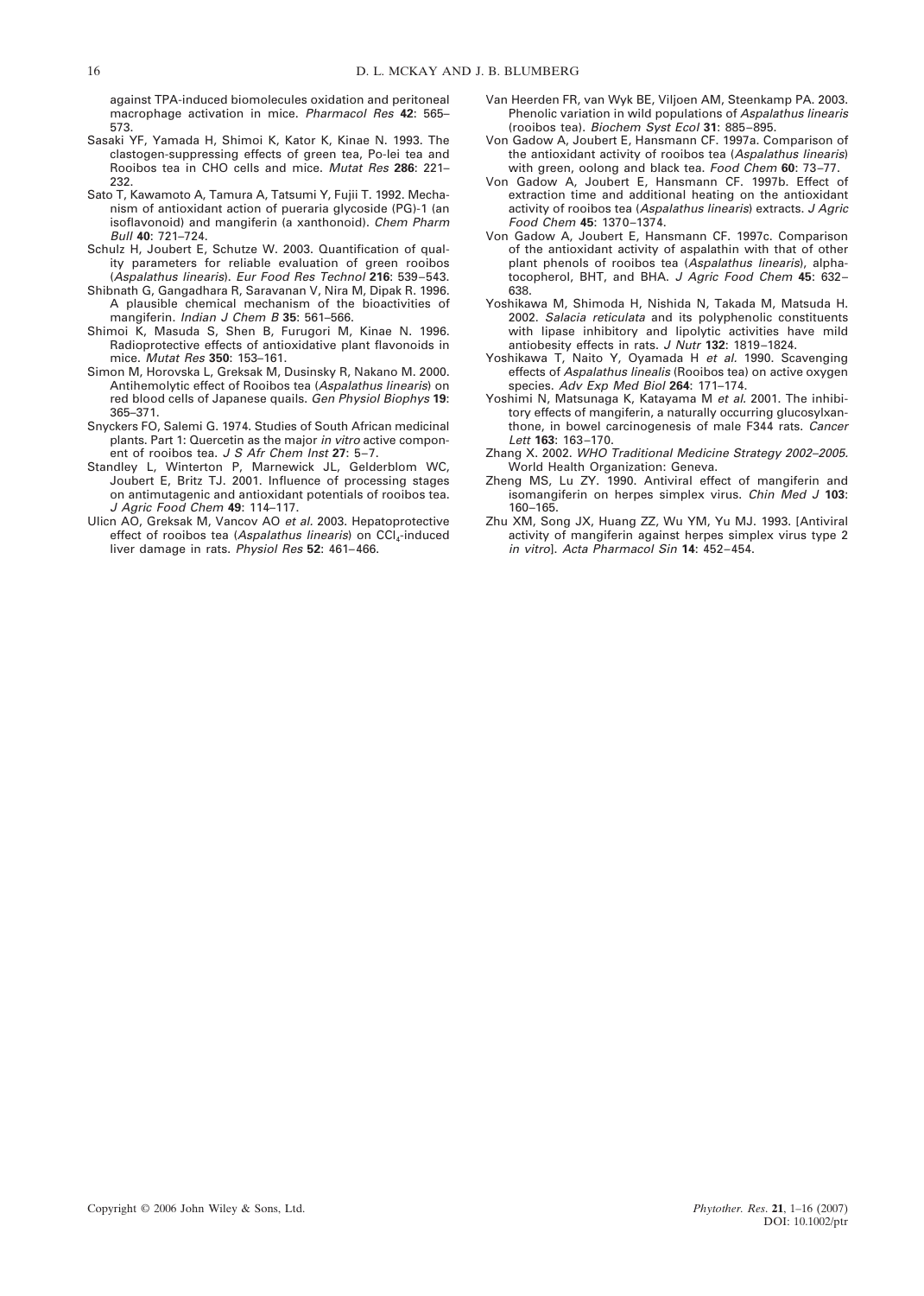against TPA-induced biomolecules oxidation and peritoneal macrophage activation in mice. *Pharmacol Res* **42**: 565–573.

Sasaki YF, Yamada H, Shimoi K, Kator K, Kinae N. 1993. The clastogen-suppressing effects of green tea, Po-lei tea and Rooibos tea in CHO cells and mice. *Mutat Res* **286**: 221–232.

Sato T, Kawamoto A, Tamura A, Tatsumi Y, Fujii T. 1992. Mechanism of antioxidant action of pueraria glycoside (PG)-1 (an isoflavonoid) and mangiferin (a xanthonoid). *Chem Pharm Bull* **40**: 721–724.

Schulz H, Joubert E, Schutze W. 2003. Quantification of quality parameters for reliable evaluation of green rooibos (*Aspalathus linearis*). *Eur Food Res Technol* **216**: 539–543.

Shibnath G, Gangadhara R, Saravanan V, Nira M, Dipak R. 1996. A plausible chemical mechanism of the bioactivities of mangiferin. *Indian J Chem B* **35**: 561–566.

Shimoi K, Masuda S, Shen B, Furugori M, Kinae N. 1996. Radioprotective effects of antioxidative plant flavonoids in mice. *Mutat Res* **350**: 153–161.

Simon M, Horovska L, Greksak M, Dusinsky R, Nakano M. 2000. Antihemolytic effect of Rooibos tea (*Aspalathus linearis*) on red blood cells of Japanese quails. *Gen Physiol Biophys* **19**: 365–371.

Snyckers FO, Salemi G. 1974. Studies of South African medicinal plants. Part 1: Quercetin as the major *in vitro* active component of rooibos tea. *J S Afr Chem Inst* **27**: 5–7.

Standley L, Winterton P, Marnewick JL, Gelderblom WC, Joubert E, Britz TJ. 2001. Influence of processing stages on antimutagenic and antioxidant potentials of rooibos tea. *J Agric Food Chem* **49**: 114–117.

Ulicn AO, Greksak M, Vancov AO *et al.* 2003. Hepatoprotective effect of rooibos tea (*Aspalathus linearis*) on $CCl_4$-induced liver damage in rats. *Physiol Res* **52**: 461–466.

Van Heerden FR, van Wyk BE, Viljoen AM, Steenkamp PA. 2003. Phenolic variation in wild populations of *Aspalathus linearis* (rooibos tea). *Biochem Syst Ecol* **31**: 885–895.

Von Gadow A, Joubert E, Hansmann CF. 1997a. Comparison of the antioxidant activity of rooibos tea (*Aspalathus linearis*) with green, oolong and black tea. *Food Chem* **60**: 73–77.

Von Gadow A, Joubert E, Hansmann CF. 1997b. Effect of extraction time and additional heating on the antioxidant activity of rooibos tea (*Aspalathus linearis*) extracts. *J Agric Food Chem* **45**: 1370–1374.

Von Gadow A, Joubert E, Hansmann CF. 1997c. Comparison of the antioxidant activity of aspalathin with that of other plant phenols of rooibos tea (*Aspalathus linearis*), alpha-tocopherol, BHT, and BHA. *J Agric Food Chem* **45**: 632–638.

Yoshikawa M, Shimoda H, Nishida N, Takada M, Matsuda H. 2002. *Salacia reticulata* and its polyphenolic constituents with lipase inhibitory and lipolytic activities have mild antiobesity effects in rats. *J Nutr* **132**: 1819–1824.

Yoshikawa T, Naito Y, Oyamada H *et al.* 1990. Scavenging effects of *Aspalathus linealis* (Rooibos tea) on active oxygen species. *Adv Exp Med Biol* **264**: 171–174.

Yoshimi N, Matsunaga K, Katayama M *et al.* 2001. The inhibitory effects of mangiferin, a naturally occurring glucosylxanthone, in bowel carcinogenesis of male F344 rats. *Cancer Lett* **163**: 163–170.

Zhang X. 2002. *WHO Traditional Medicine Strategy 2002–2005.* World Health Organization: Geneva.

Zheng MS, Lu ZY. 1990. Antiviral effect of mangiferin and isomangiferin on herpes simplex virus. *Chin Med J* **103**: 160–165.

Zhu XM, Song JX, Huang ZZ, Wu YM, Yu MJ. 1993. [Antiviral activity of mangiferin against herpes simplex virus type 2 *in vitro*]. *Acta Pharmacol Sin* **14**: 452–454.